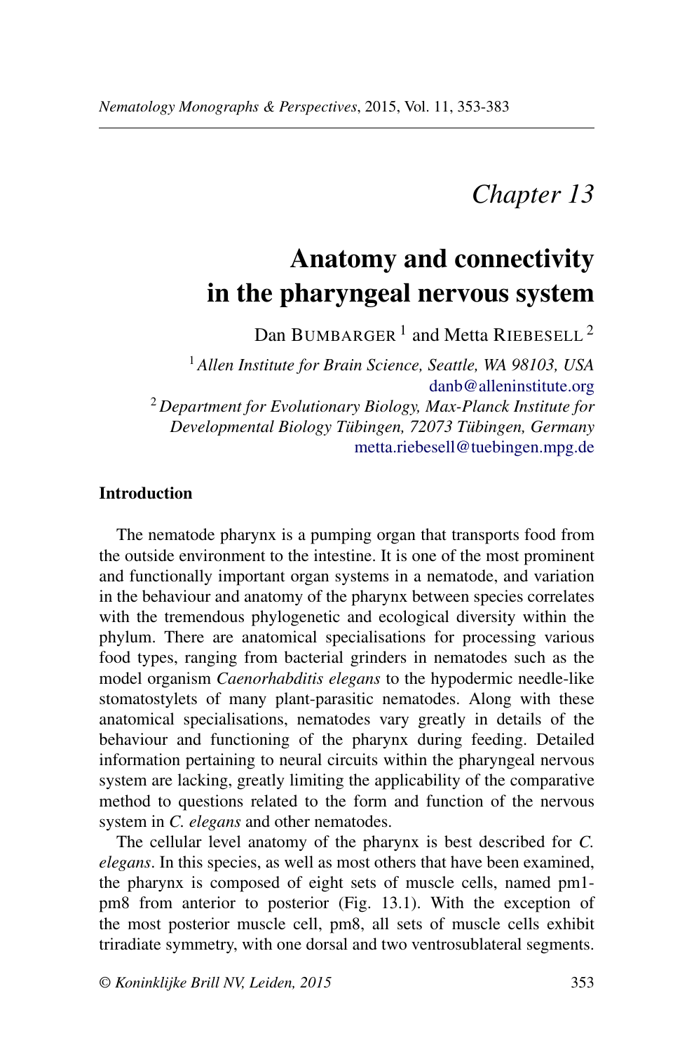*Chapter 13*

# Anatomy and connectivity in the pharyngeal nervous system

Dan BUMBARGER [1] and Metta RIEBESELL [2]

[1] *Allen Institute for Brain Science, Seattle, WA 98103, USA*
danb@alleninstitute.org

[2] *Department for Evolutionary Biology, Max-Planck Institute for Developmental Biology Tübingen, 72073 Tübingen, Germany*
metta.riebesell@tuebingen.mpg.de

## Introduction

The nematode pharynx is a pumping organ that transports food from the outside environment to the intestine. It is one of the most prominent and functionally important organ systems in a nematode, and variation in the behaviour and anatomy of the pharynx between species correlates with the tremendous phylogenetic and ecological diversity within the phylum. There are anatomical specialisations for processing various food types, ranging from bacterial grinders in nematodes such as the model organism *Caenorhabditis elegans* to the hypodermic needle-like stomatostylets of many plant-parasitic nematodes. Along with these anatomical specialisations, nematodes vary greatly in details of the behaviour and functioning of the pharynx during feeding. Detailed information pertaining to neural circuits within the pharyngeal nervous system are lacking, greatly limiting the applicability of the comparative method to questions related to the form and function of the nervous system in *C. elegans* and other nematodes.

The cellular level anatomy of the pharynx is best described for *C. elegans*. In this species, as well as most others that have been examined, the pharynx is composed of eight sets of muscle cells, named pm1-pm8 from anterior to posterior (Fig. 13.1). With the exception of the most posterior muscle cell, pm8, all sets of muscle cells exhibit triradiate symmetry, with one dorsal and two ventrosublateral segments.

© *Koninklijke Brill NV, Leiden, 2015*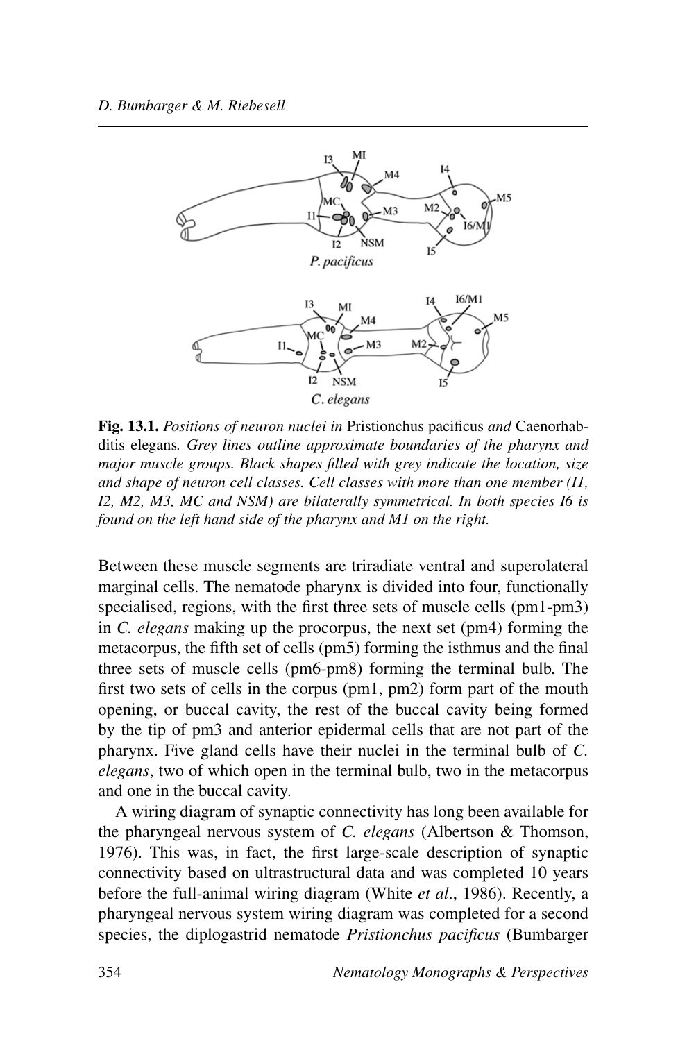**Fig. 13.1.** *Positions of neuron nuclei in* Pristionchus pacificus *and* Caenorhabditis elegans*. Grey lines outline approximate boundaries of the pharynx and major muscle groups. Black shapes filled with grey indicate the location, size and shape of neuron cell classes. Cell classes with more than one member (I1, I2, M2, M3, MC and NSM) are bilaterally symmetrical. In both species I6 is found on the left hand side of the pharynx and M1 on the right.*

Between these muscle segments are triradiate ventral and superolateral marginal cells. The nematode pharynx is divided into four, functionally specialised, regions, with the first three sets of muscle cells (pm1-pm3) in *C. elegans* making up the procorpus, the next set (pm4) forming the metacorpus, the fifth set of cells (pm5) forming the isthmus and the final three sets of muscle cells (pm6-pm8) forming the terminal bulb. The first two sets of cells in the corpus (pm1, pm2) form part of the mouth opening, or buccal cavity, the rest of the buccal cavity being formed by the tip of pm3 and anterior epidermal cells that are not part of the pharynx. Five gland cells have their nuclei in the terminal bulb of *C. elegans*, two of which open in the terminal bulb, two in the metacorpus and one in the buccal cavity.

A wiring diagram of synaptic connectivity has long been available for the pharyngeal nervous system of *C. elegans* (Albertson & Thomson, 1976). This was, in fact, the first large-scale description of synaptic connectivity based on ultrastructural data and was completed 10 years before the full-animal wiring diagram (White *et al*., 1986). Recently, a pharyngeal nervous system wiring diagram was completed for a second species, the diplogastrid nematode *Pristionchus pacificus* (Bumbarger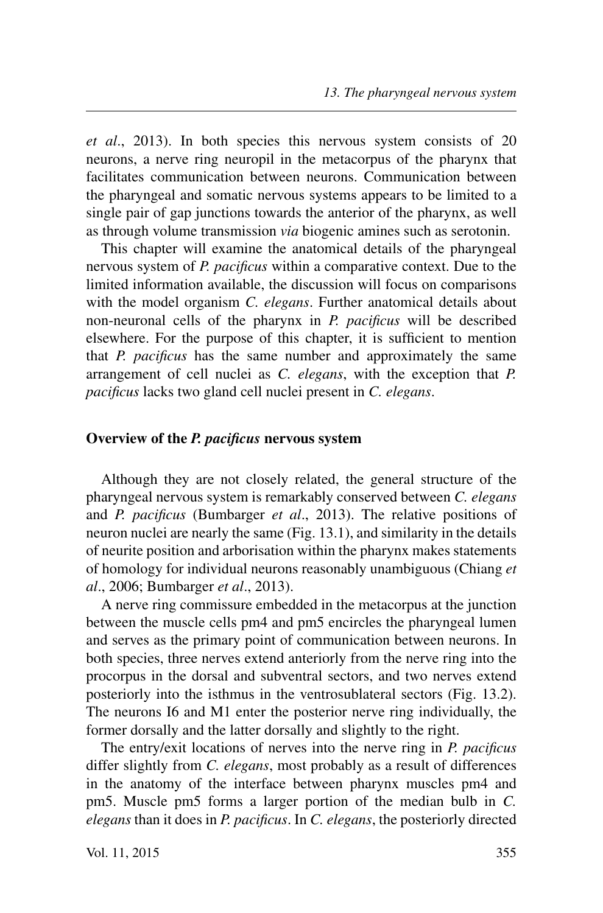*et al*., 2013). In both species this nervous system consists of 20 neurons, a nerve ring neuropil in the metacorpus of the pharynx that facilitates communication between neurons. Communication between the pharyngeal and somatic nervous systems appears to be limited to a single pair of gap junctions towards the anterior of the pharynx, as well as through volume transmission *via* biogenic amines such as serotonin.

This chapter will examine the anatomical details of the pharyngeal nervous system of *P. pacificus* within a comparative context. Due to the limited information available, the discussion will focus on comparisons with the model organism *C. elegans*. Further anatomical details about non-neuronal cells of the pharynx in *P. pacificus* will be described elsewhere. For the purpose of this chapter, it is sufficient to mention that *P. pacificus* has the same number and approximately the same arrangement of cell nuclei as *C. elegans*, with the exception that *P. pacificus* lacks two gland cell nuclei present in *C. elegans*.

## Overview of the *P. pacificus* nervous system

Although they are not closely related, the general structure of the pharyngeal nervous system is remarkably conserved between *C. elegans* and *P. pacificus* (Bumbarger *et al*., 2013). The relative positions of neuron nuclei are nearly the same (Fig. 13.1), and similarity in the details of neurite position and arborisation within the pharynx makes statements of homology for individual neurons reasonably unambiguous (Chiang *et al*., 2006; Bumbarger *et al*., 2013).

A nerve ring commissure embedded in the metacorpus at the junction between the muscle cells pm4 and pm5 encircles the pharyngeal lumen and serves as the primary point of communication between neurons. In both species, three nerves extend anteriorly from the nerve ring into the procorpus in the dorsal and subventral sectors, and two nerves extend posteriorly into the isthmus in the ventrosublateral sectors (Fig. 13.2). The neurons I6 and M1 enter the posterior nerve ring individually, the former dorsally and the latter dorsally and slightly to the right.

The entry/exit locations of nerves into the nerve ring in *P. pacificus* differ slightly from *C. elegans*, most probably as a result of differences in the anatomy of the interface between pharynx muscles pm4 and pm5. Muscle pm5 forms a larger portion of the median bulb in *C. elegans* than it does in *P. pacificus*. In *C. elegans*, the posteriorly directed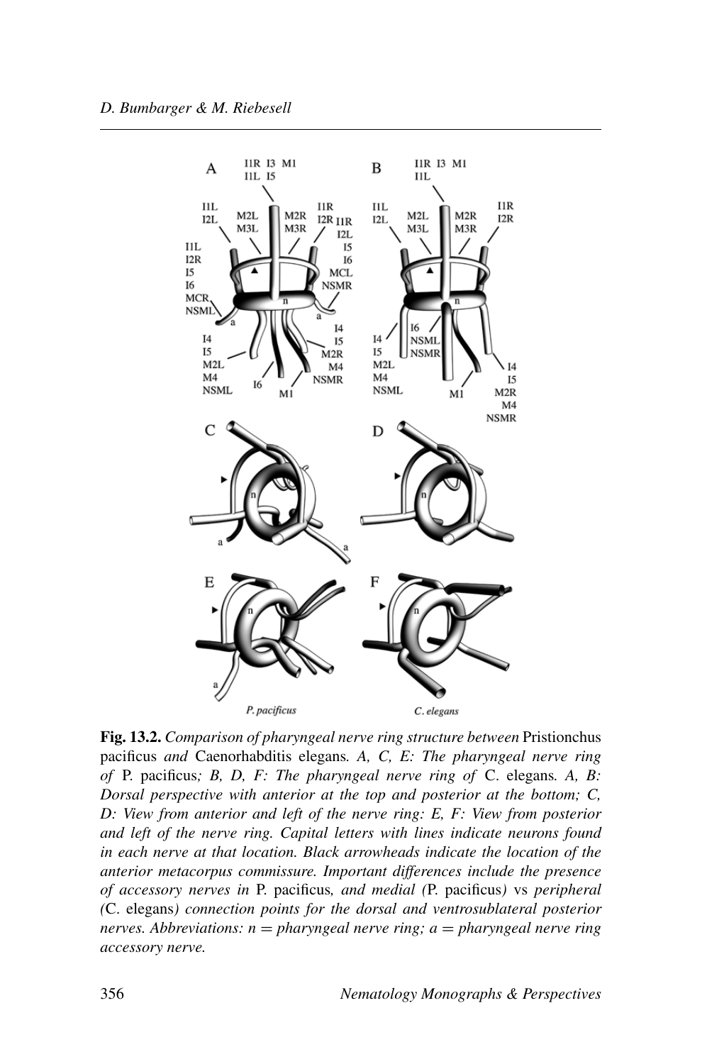**Fig. 13.2.** *Comparison of pharyngeal nerve ring structure between* Pristionchus pacificus *and* Caenorhabditis elegans*. A, C, E: The pharyngeal nerve ring of* P. pacificus*; B, D, F: The pharyngeal nerve ring of* C. elegans*. A, B: Dorsal perspective with anterior at the top and posterior at the bottom; C, D: View from anterior and left of the nerve ring: E, F: View from posterior and left of the nerve ring. Capital letters with lines indicate neurons found in each nerve at that location. Black arrowheads indicate the location of the anterior metacorpus commissure. Important differences include the presence of accessory nerves in* P. pacificus*, and medial (*P. pacificus*) vs peripheral (*C. elegans*) connection points for the dorsal and ventrosublateral posterior nerves. Abbreviations: n = pharyngeal nerve ring; a = pharyngeal nerve ring accessory nerve.*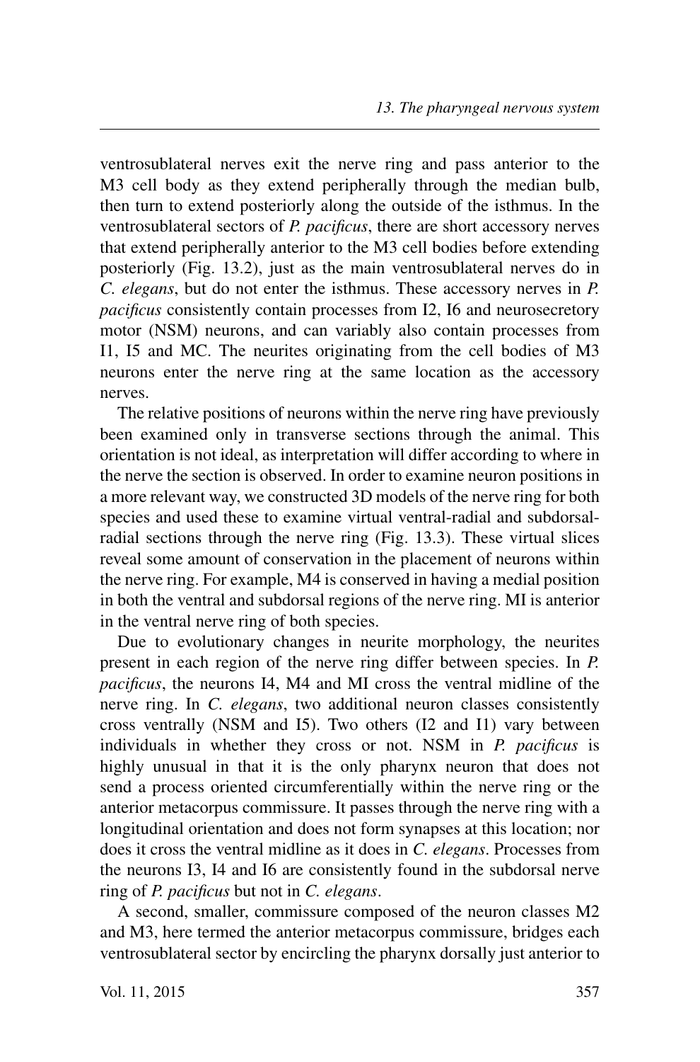ventrosublateral nerves exit the nerve ring and pass anterior to the M3 cell body as they extend peripherally through the median bulb, then turn to extend posteriorly along the outside of the isthmus. In the ventrosublateral sectors of *P. pacificus*, there are short accessory nerves that extend peripherally anterior to the M3 cell bodies before extending posteriorly (Fig. 13.2), just as the main ventrosublateral nerves do in *C. elegans*, but do not enter the isthmus. These accessory nerves in *P. pacificus* consistently contain processes from I2, I6 and neurosecretory motor (NSM) neurons, and can variably also contain processes from I1, I5 and MC. The neurites originating from the cell bodies of M3 neurons enter the nerve ring at the same location as the accessory nerves.

The relative positions of neurons within the nerve ring have previously been examined only in transverse sections through the animal. This orientation is not ideal, as interpretation will differ according to where in the nerve the section is observed. In order to examine neuron positions in a more relevant way, we constructed 3D models of the nerve ring for both species and used these to examine virtual ventral-radial and subdorsal-radial sections through the nerve ring (Fig. 13.3). These virtual slices reveal some amount of conservation in the placement of neurons within the nerve ring. For example, M4 is conserved in having a medial position in both the ventral and subdorsal regions of the nerve ring. MI is anterior in the ventral nerve ring of both species.

Due to evolutionary changes in neurite morphology, the neurites present in each region of the nerve ring differ between species. In *P. pacificus*, the neurons I4, M4 and MI cross the ventral midline of the nerve ring. In *C. elegans*, two additional neuron classes consistently cross ventrally (NSM and I5). Two others (I2 and I1) vary between individuals in whether they cross or not. NSM in *P. pacificus* is highly unusual in that it is the only pharynx neuron that does not send a process oriented circumferentially within the nerve ring or the anterior metacorpus commissure. It passes through the nerve ring with a longitudinal orientation and does not form synapses at this location; nor does it cross the ventral midline as it does in *C. elegans*. Processes from the neurons I3, I4 and I6 are consistently found in the subdorsal nerve ring of *P. pacificus* but not in *C. elegans*.

A second, smaller, commissure composed of the neuron classes M2 and M3, here termed the anterior metacorpus commissure, bridges each ventrosublateral sector by encircling the pharynx dorsally just anterior to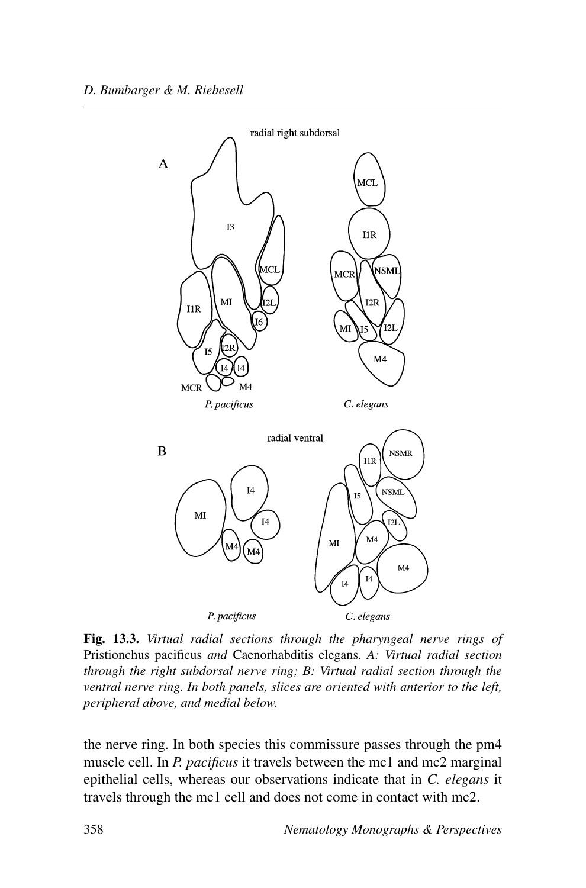**Fig. 13.3.** *Virtual radial sections through the pharyngeal nerve rings of* Pristionchus pacificus *and* Caenorhabditis elegans*. A: Virtual radial section through the right subdorsal nerve ring; B: Virtual radial section through the ventral nerve ring. In both panels, slices are oriented with anterior to the left, peripheral above, and medial below.*

the nerve ring. In both species this commissure passes through the pm4 muscle cell. In *P. pacificus* it travels between the mc1 and mc2 marginal epithelial cells, whereas our observations indicate that in *C. elegans* it travels through the mc1 cell and does not come in contact with mc2.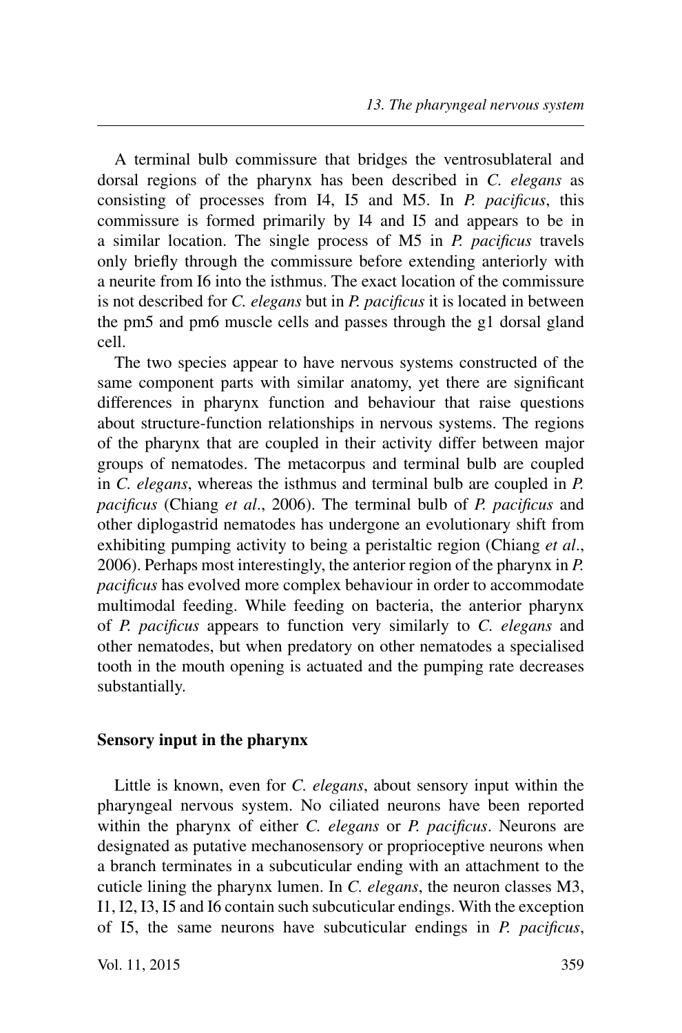A terminal bulb commissure that bridges the ventrosublateral and dorsal regions of the pharynx has been described in *C. elegans* as consisting of processes from I4, I5 and M5. In *P. pacificus*, this commissure is formed primarily by I4 and I5 and appears to be in a similar location. The single process of M5 in *P. pacificus* travels only briefly through the commissure before extending anteriorly with a neurite from I6 into the isthmus. The exact location of the commissure is not described for *C. elegans* but in *P. pacificus* it is located in between the pm5 and pm6 muscle cells and passes through the g1 dorsal gland cell.

The two species appear to have nervous systems constructed of the same component parts with similar anatomy, yet there are significant differences in pharynx function and behaviour that raise questions about structure-function relationships in nervous systems. The regions of the pharynx that are coupled in their activity differ between major groups of nematodes. The metacorpus and terminal bulb are coupled in *C. elegans*, whereas the isthmus and terminal bulb are coupled in *P. pacificus* (Chiang *et al*., 2006). The terminal bulb of *P. pacificus* and other diplogastrid nematodes has undergone an evolutionary shift from exhibiting pumping activity to being a peristaltic region (Chiang *et al*., 2006). Perhaps most interestingly, the anterior region of the pharynx in *P. pacificus* has evolved more complex behaviour in order to accommodate multimodal feeding. While feeding on bacteria, the anterior pharynx of *P. pacificus* appears to function very similarly to *C. elegans* and other nematodes, but when predatory on other nematodes a specialised tooth in the mouth opening is actuated and the pumping rate decreases substantially.

## Sensory input in the pharynx

Little is known, even for *C. elegans*, about sensory input within the pharyngeal nervous system. No ciliated neurons have been reported within the pharynx of either *C. elegans* or *P. pacificus*. Neurons are designated as putative mechanosensory or proprioceptive neurons when a branch terminates in a subcuticular ending with an attachment to the cuticle lining the pharynx lumen. In *C. elegans*, the neuron classes M3, I1, I2, I3, I5 and I6 contain such subcuticular endings. With the exception of I5, the same neurons have subcuticular endings in *P. pacificus*,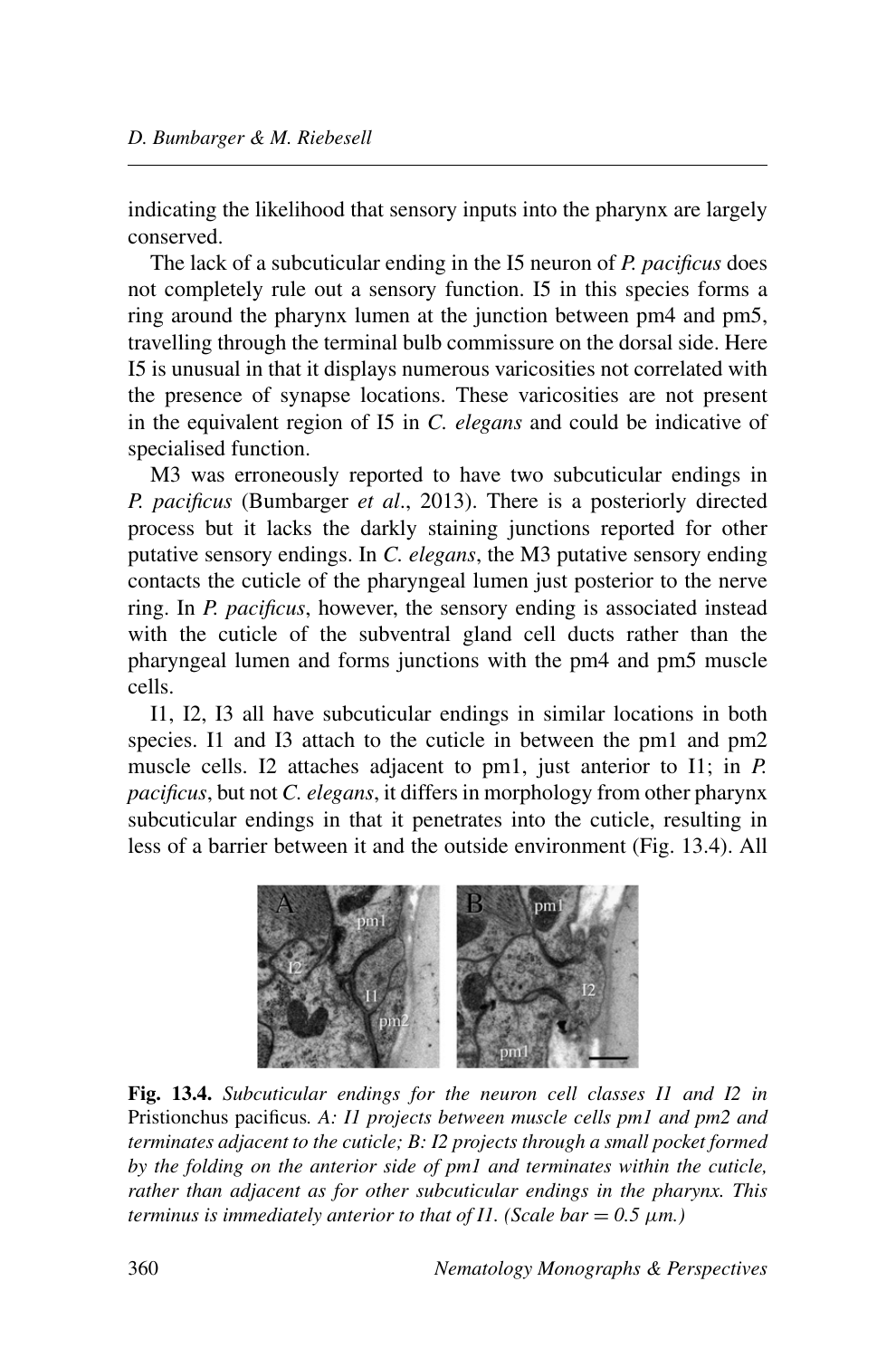indicating the likelihood that sensory inputs into the pharynx are largely conserved.

The lack of a subcuticular ending in the I5 neuron of *P. pacificus* does not completely rule out a sensory function. I5 in this species forms a ring around the pharynx lumen at the junction between pm4 and pm5, travelling through the terminal bulb commissure on the dorsal side. Here I5 is unusual in that it displays numerous varicosities not correlated with the presence of synapse locations. These varicosities are not present in the equivalent region of I5 in *C. elegans* and could be indicative of specialised function.

M3 was erroneously reported to have two subcuticular endings in *P. pacificus* (Bumbarger *et al*., 2013). There is a posteriorly directed process but it lacks the darkly staining junctions reported for other putative sensory endings. In *C. elegans*, the M3 putative sensory ending contacts the cuticle of the pharyngeal lumen just posterior to the nerve ring. In *P. pacificus*, however, the sensory ending is associated instead with the cuticle of the subventral gland cell ducts rather than the pharyngeal lumen and forms junctions with the pm4 and pm5 muscle cells.

I1, I2, I3 all have subcuticular endings in similar locations in both species. I1 and I3 attach to the cuticle in between the pm1 and pm2 muscle cells. I2 attaches adjacent to pm1, just anterior to I1; in *P. pacificus*, but not *C. elegans*, it differs in morphology from other pharynx subcuticular endings in that it penetrates into the cuticle, resulting in less of a barrier between it and the outside environment (Fig. 13.4). All

**Fig. 13.4.** *Subcuticular endings for the neuron cell classes I1 and I2 in* Pristionchus pacificus*. A: I1 projects between muscle cells pm1 and pm2 and terminates adjacent to the cuticle; B: I2 projects through a small pocket formed by the folding on the anterior side of pm1 and terminates within the cuticle, rather than adjacent as for other subcuticular endings in the pharynx. This terminus is immediately anterior to that of I1. (Scale bar = 0.5 μm.)*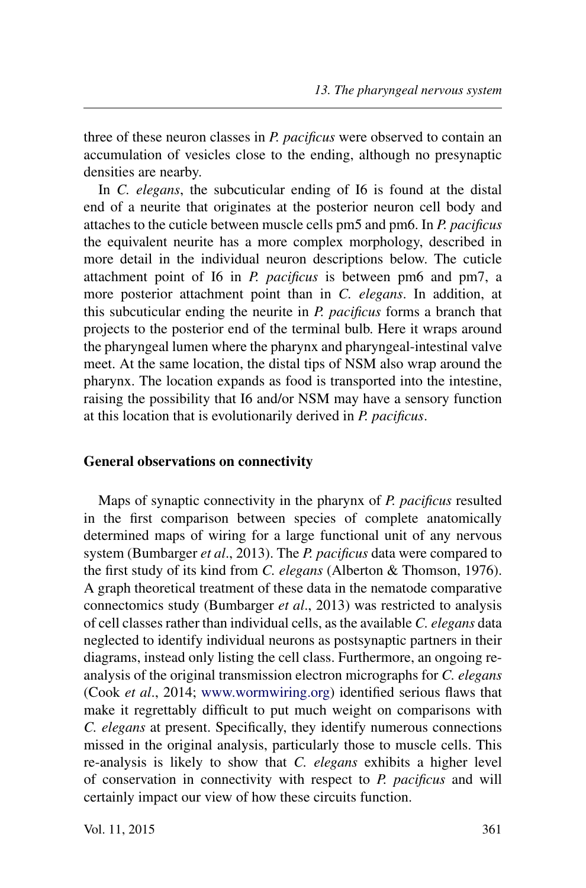three of these neuron classes in *P. pacificus* were observed to contain an accumulation of vesicles close to the ending, although no presynaptic densities are nearby.

In *C. elegans*, the subcuticular ending of I6 is found at the distal end of a neurite that originates at the posterior neuron cell body and attaches to the cuticle between muscle cells pm5 and pm6. In *P. pacificus* the equivalent neurite has a more complex morphology, described in more detail in the individual neuron descriptions below. The cuticle attachment point of I6 in *P. pacificus* is between pm6 and pm7, a more posterior attachment point than in *C. elegans*. In addition, at this subcuticular ending the neurite in *P. pacificus* forms a branch that projects to the posterior end of the terminal bulb. Here it wraps around the pharyngeal lumen where the pharynx and pharyngeal-intestinal valve meet. At the same location, the distal tips of NSM also wrap around the pharynx. The location expands as food is transported into the intestine, raising the possibility that I6 and/or NSM may have a sensory function at this location that is evolutionarily derived in *P. pacificus*.

### General observations on connectivity

Maps of synaptic connectivity in the pharynx of *P. pacificus* resulted in the first comparison between species of complete anatomically determined maps of wiring for a large functional unit of any nervous system (Bumbarger *et al*., 2013). The *P. pacificus* data were compared to the first study of its kind from *C. elegans* (Alberton & Thomson, 1976). A graph theoretical treatment of these data in the nematode comparative connectomics study (Bumbarger *et al*., 2013) was restricted to analysis of cell classes rather than individual cells, as the available *C. elegans* data neglected to identify individual neurons as postsynaptic partners in their diagrams, instead only listing the cell class. Furthermore, an ongoing re-analysis of the original transmission electron micrographs for *C. elegans* (Cook *et al*., 2014; www.wormwiring.org) identified serious flaws that make it regrettably difficult to put much weight on comparisons with *C. elegans* at present. Specifically, they identify numerous connections missed in the original analysis, particularly those to muscle cells. This re-analysis is likely to show that *C. elegans* exhibits a higher level of conservation in connectivity with respect to *P. pacificus* and will certainly impact our view of how these circuits function.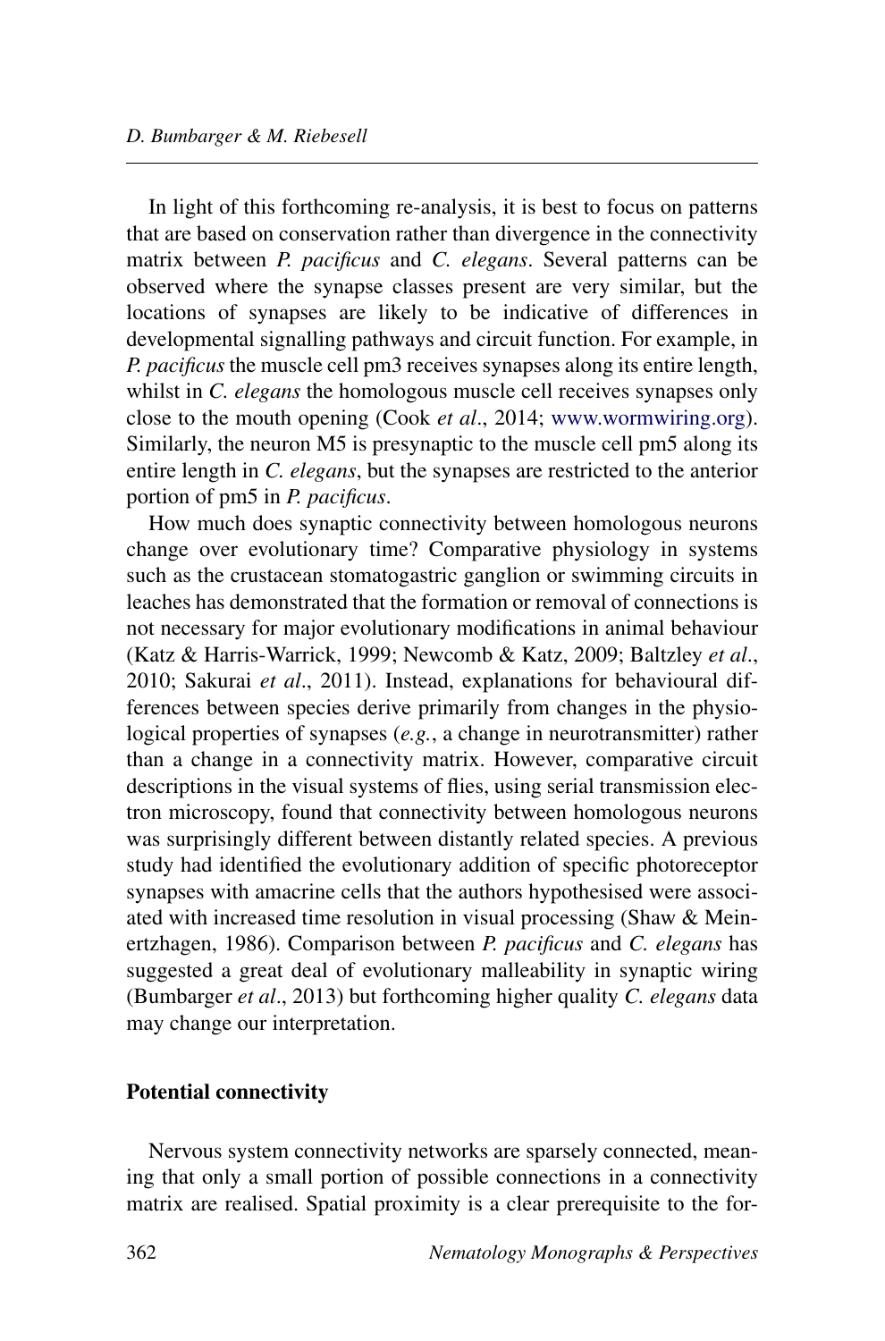In light of this forthcoming re-analysis, it is best to focus on patterns that are based on conservation rather than divergence in the connectivity matrix between *P. pacificus* and *C. elegans*. Several patterns can be observed where the synapse classes present are very similar, but the locations of synapses are likely to be indicative of differences in developmental signalling pathways and circuit function. For example, in *P. pacificus* the muscle cell pm3 receives synapses along its entire length, whilst in *C. elegans* the homologous muscle cell receives synapses only close to the mouth opening (Cook *et al*., 2014; www.wormwiring.org). Similarly, the neuron M5 is presynaptic to the muscle cell pm5 along its entire length in *C. elegans*, but the synapses are restricted to the anterior portion of pm5 in *P. pacificus*.

How much does synaptic connectivity between homologous neurons change over evolutionary time? Comparative physiology in systems such as the crustacean stomatogastric ganglion or swimming circuits in leaches has demonstrated that the formation or removal of connections is not necessary for major evolutionary modifications in animal behaviour (Katz & Harris-Warrick, 1999; Newcomb & Katz, 2009; Baltzley *et al*., 2010; Sakurai *et al*., 2011). Instead, explanations for behavioural differences between species derive primarily from changes in the physiological properties of synapses (*e.g.*, a change in neurotransmitter) rather than a change in a connectivity matrix. However, comparative circuit descriptions in the visual systems of flies, using serial transmission electron microscopy, found that connectivity between homologous neurons was surprisingly different between distantly related species. A previous study had identified the evolutionary addition of specific photoreceptor synapses with amacrine cells that the authors hypothesised were associated with increased time resolution in visual processing (Shaw & Meinertzhagen, 1986). Comparison between *P. pacificus* and *C. elegans* has suggested a great deal of evolutionary malleability in synaptic wiring (Bumbarger *et al*., 2013) but forthcoming higher quality *C. elegans* data may change our interpretation.

## Potential connectivity

Nervous system connectivity networks are sparsely connected, meaning that only a small portion of possible connections in a connectivity matrix are realised. Spatial proximity is a clear prerequisite to the for-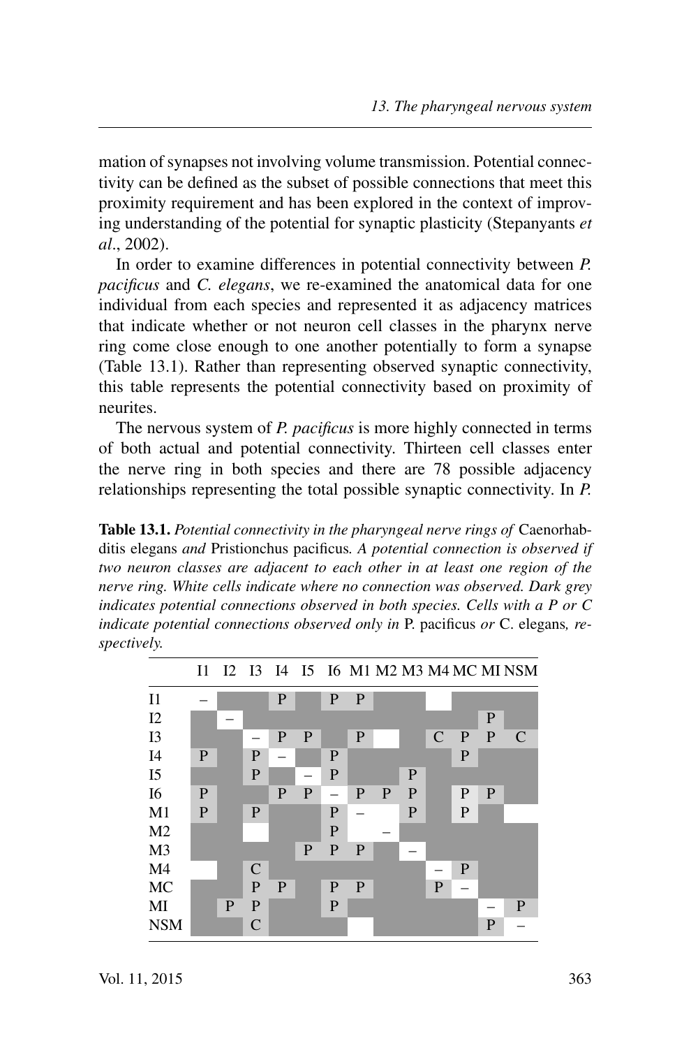mation of synapses not involving volume transmission. Potential connectivity can be defined as the subset of possible connections that meet this proximity requirement and has been explored in the context of improving understanding of the potential for synaptic plasticity (Stepanyants *et al*., 2002).

In order to examine differences in potential connectivity between *P. pacificus* and *C. elegans*, we re-examined the anatomical data for one individual from each species and represented it as adjacency matrices that indicate whether or not neuron cell classes in the pharynx nerve ring come close enough to one another potentially to form a synapse (Table 13.1). Rather than representing observed synaptic connectivity, this table represents the potential connectivity based on proximity of neurites.

The nervous system of *P. pacificus* is more highly connected in terms of both actual and potential connectivity. Thirteen cell classes enter the nerve ring in both species and there are 78 possible adjacency relationships representing the total possible synaptic connectivity. In *P.*

**Table 13.1.** *Potential connectivity in the pharyngeal nerve rings of* Caenorhabditis elegans *and* Pristionchus pacificus*. A potential connection is observed if two neuron classes are adjacent to each other in at least one region of the nerve ring. White cells indicate where no connection was observed. Dark grey indicates potential connections observed in both species. Cells with a P or C indicate potential connections observed only in* P. pacificus *or* C. elegans*, respectively.*

| | I1 | I2 | I3 | I4 | I5 | I6 | M1 | M2 | M3 | M4 | MC | MI | NSM |
|---|---|---|---|---|---|---|---|---|---|---|---|---|---|
| I1 | – | | | P | | P | P | | | | | | |
| I2 | | – | | | | | | | | | | P | |
| I3 | | | – | P | P | | P | | | C | P | P | C |
| I4 | P | | P | – | | P | | | | | P | | |
| I5 | | | P | | – | P | | | P | | | | |
| I6 | P | | | P | P | – | P | P | P | | P | P | |
| M1 | P | | P | | | P | – | | P | | P | | |
| M2 | | | | | | P | | – | | | | | |
| M3 | | | | | P | P | P | | – | | | | |
| M4 | | | C | | | | | | | – | P | | |
| MC | | | P | P | | P | P | | | P | – | | |
| MI | | P | P | | | P | | | | | | – | P |
| NSM | | | C | | | | | | | | | P | – |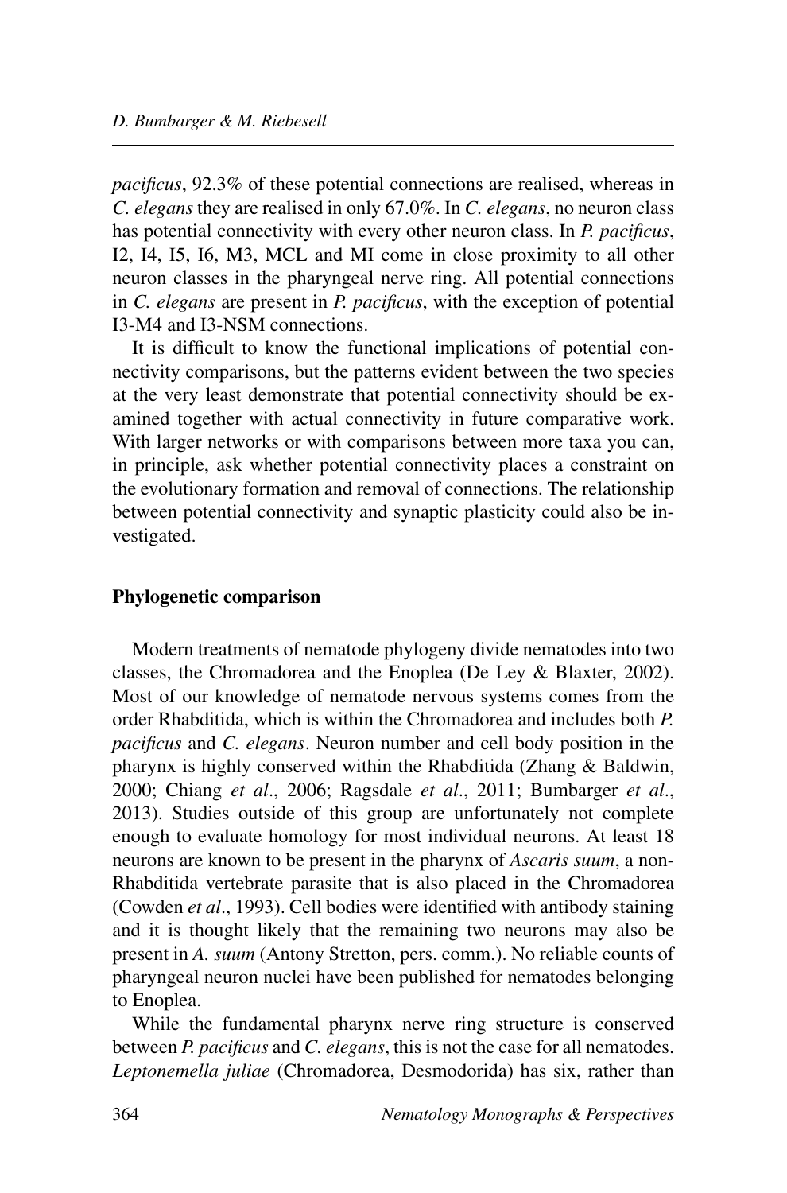*pacificus*, 92.3% of these potential connections are realised, whereas in *C. elegans* they are realised in only 67.0%. In *C. elegans*, no neuron class has potential connectivity with every other neuron class. In *P. pacificus*, I2, I4, I5, I6, M3, MCL and MI come in close proximity to all other neuron classes in the pharyngeal nerve ring. All potential connections in *C. elegans* are present in *P. pacificus*, with the exception of potential I3-M4 and I3-NSM connections.

It is difficult to know the functional implications of potential connectivity comparisons, but the patterns evident between the two species at the very least demonstrate that potential connectivity should be examined together with actual connectivity in future comparative work. With larger networks or with comparisons between more taxa you can, in principle, ask whether potential connectivity places a constraint on the evolutionary formation and removal of connections. The relationship between potential connectivity and synaptic plasticity could also be investigated.

## Phylogenetic comparison

Modern treatments of nematode phylogeny divide nematodes into two classes, the Chromadorea and the Enoplea (De Ley & Blaxter, 2002). Most of our knowledge of nematode nervous systems comes from the order Rhabditida, which is within the Chromadorea and includes both *P. pacificus* and *C. elegans*. Neuron number and cell body position in the pharynx is highly conserved within the Rhabditida (Zhang & Baldwin, 2000; Chiang *et al*., 2006; Ragsdale *et al*., 2011; Bumbarger *et al*., 2013). Studies outside of this group are unfortunately not complete enough to evaluate homology for most individual neurons. At least 18 neurons are known to be present in the pharynx of *Ascaris suum*, a non-Rhabditida vertebrate parasite that is also placed in the Chromadorea (Cowden *et al*., 1993). Cell bodies were identified with antibody staining and it is thought likely that the remaining two neurons may also be present in *A. suum* (Antony Stretton, pers. comm.). No reliable counts of pharyngeal neuron nuclei have been published for nematodes belonging to Enoplea.

While the fundamental pharynx nerve ring structure is conserved between *P. pacificus* and *C. elegans*, this is not the case for all nematodes. *Leptonemella juliae* (Chromadorea, Desmodorida) has six, rather than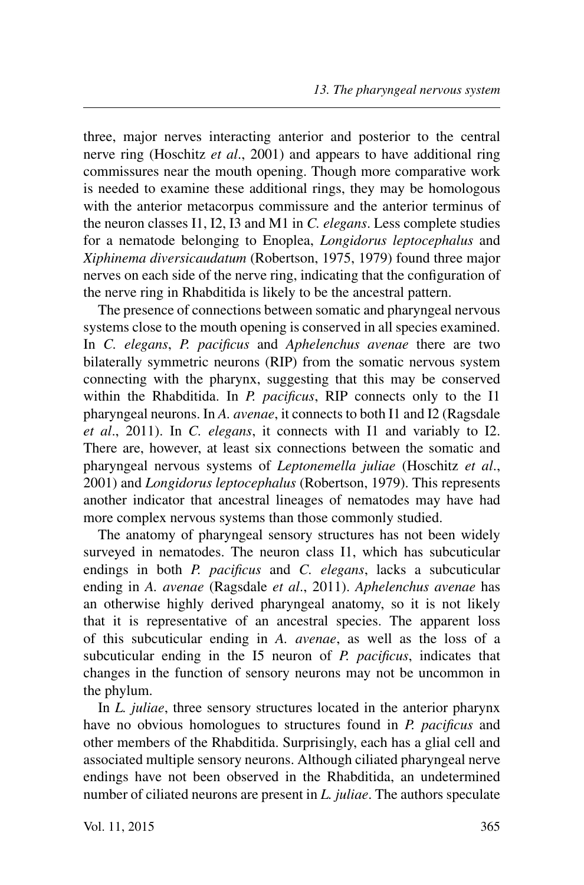three, major nerves interacting anterior and posterior to the central nerve ring (Hoschitz *et al*., 2001) and appears to have additional ring commissures near the mouth opening. Though more comparative work is needed to examine these additional rings, they may be homologous with the anterior metacorpus commissure and the anterior terminus of the neuron classes I1, I2, I3 and M1 in *C. elegans*. Less complete studies for a nematode belonging to Enoplea, *Longidorus leptocephalus* and *Xiphinema diversicaudatum* (Robertson, 1975, 1979) found three major nerves on each side of the nerve ring, indicating that the configuration of the nerve ring in Rhabditida is likely to be the ancestral pattern.

The presence of connections between somatic and pharyngeal nervous systems close to the mouth opening is conserved in all species examined. In *C. elegans*, *P. pacificus* and *Aphelenchus avenae* there are two bilaterally symmetric neurons (RIP) from the somatic nervous system connecting with the pharynx, suggesting that this may be conserved within the Rhabditida. In *P. pacificus*, RIP connects only to the I1 pharyngeal neurons. In *A. avenae*, it connects to both I1 and I2 (Ragsdale *et al*., 2011). In *C. elegans*, it connects with I1 and variably to I2. There are, however, at least six connections between the somatic and pharyngeal nervous systems of *Leptonemella juliae* (Hoschitz *et al*., 2001) and *Longidorus leptocephalus* (Robertson, 1979). This represents another indicator that ancestral lineages of nematodes may have had more complex nervous systems than those commonly studied.

The anatomy of pharyngeal sensory structures has not been widely surveyed in nematodes. The neuron class I1, which has subcuticular endings in both *P. pacificus* and *C. elegans*, lacks a subcuticular ending in *A. avenae* (Ragsdale *et al*., 2011). *Aphelenchus avenae* has an otherwise highly derived pharyngeal anatomy, so it is not likely that it is representative of an ancestral species. The apparent loss of this subcuticular ending in *A. avenae*, as well as the loss of a subcuticular ending in the I5 neuron of *P. pacificus*, indicates that changes in the function of sensory neurons may not be uncommon in the phylum.

In *L. juliae*, three sensory structures located in the anterior pharynx have no obvious homologues to structures found in *P. pacificus* and other members of the Rhabditida. Surprisingly, each has a glial cell and associated multiple sensory neurons. Although ciliated pharyngeal nerve endings have not been observed in the Rhabditida, an undetermined number of ciliated neurons are present in *L. juliae*. The authors speculate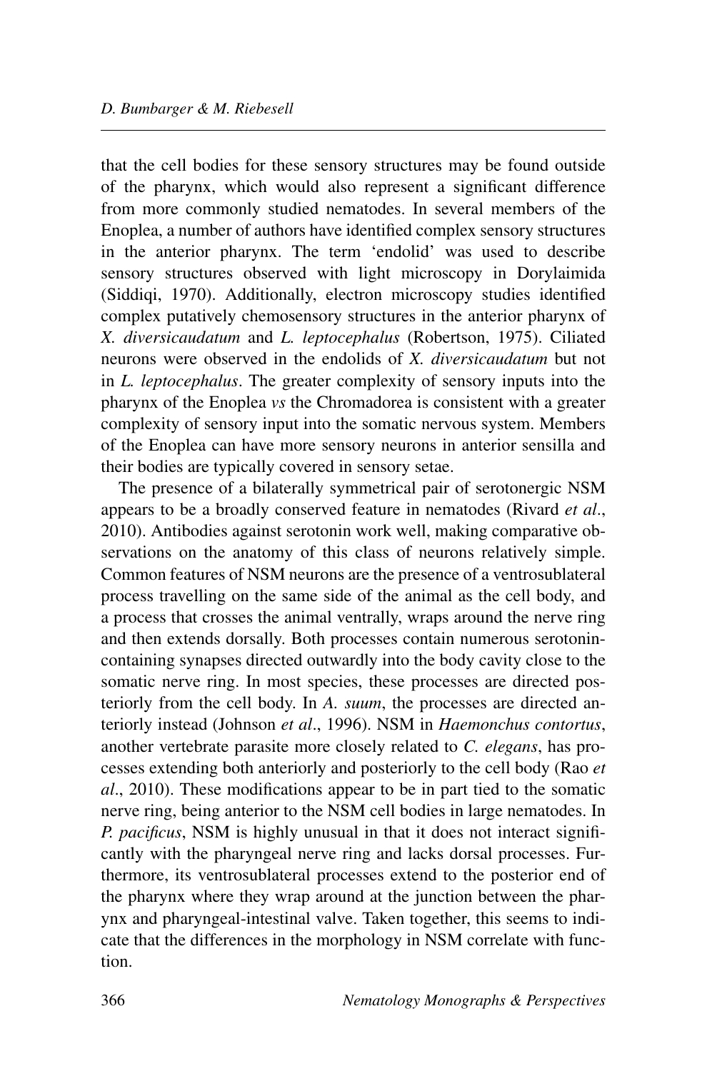that the cell bodies for these sensory structures may be found outside of the pharynx, which would also represent a significant difference from more commonly studied nematodes. In several members of the Enoplea, a number of authors have identified complex sensory structures in the anterior pharynx. The term 'endolid' was used to describe sensory structures observed with light microscopy in Dorylaimida (Siddiqi, 1970). Additionally, electron microscopy studies identified complex putatively chemosensory structures in the anterior pharynx of *X. diversicaudatum* and *L. leptocephalus* (Robertson, 1975). Ciliated neurons were observed in the endolids of *X. diversicaudatum* but not in *L. leptocephalus*. The greater complexity of sensory inputs into the pharynx of the Enoplea *vs* the Chromadorea is consistent with a greater complexity of sensory input into the somatic nervous system. Members of the Enoplea can have more sensory neurons in anterior sensilla and their bodies are typically covered in sensory setae.

The presence of a bilaterally symmetrical pair of serotonergic NSM appears to be a broadly conserved feature in nematodes (Rivard *et al*., 2010). Antibodies against serotonin work well, making comparative observations on the anatomy of this class of neurons relatively simple. Common features of NSM neurons are the presence of a ventrosublateral process travelling on the same side of the animal as the cell body, and a process that crosses the animal ventrally, wraps around the nerve ring and then extends dorsally. Both processes contain numerous serotonin-containing synapses directed outwardly into the body cavity close to the somatic nerve ring. In most species, these processes are directed posteriorly from the cell body. In *A. suum*, the processes are directed anteriorly instead (Johnson *et al*., 1996). NSM in *Haemonchus contortus*, another vertebrate parasite more closely related to *C. elegans*, has processes extending both anteriorly and posteriorly to the cell body (Rao *et al*., 2010). These modifications appear to be in part tied to the somatic nerve ring, being anterior to the NSM cell bodies in large nematodes. In *P. pacificus*, NSM is highly unusual in that it does not interact significantly with the pharyngeal nerve ring and lacks dorsal processes. Furthermore, its ventrosublateral processes extend to the posterior end of the pharynx where they wrap around at the junction between the pharynx and pharyngeal-intestinal valve. Taken together, this seems to indicate that the differences in the morphology in NSM correlate with function.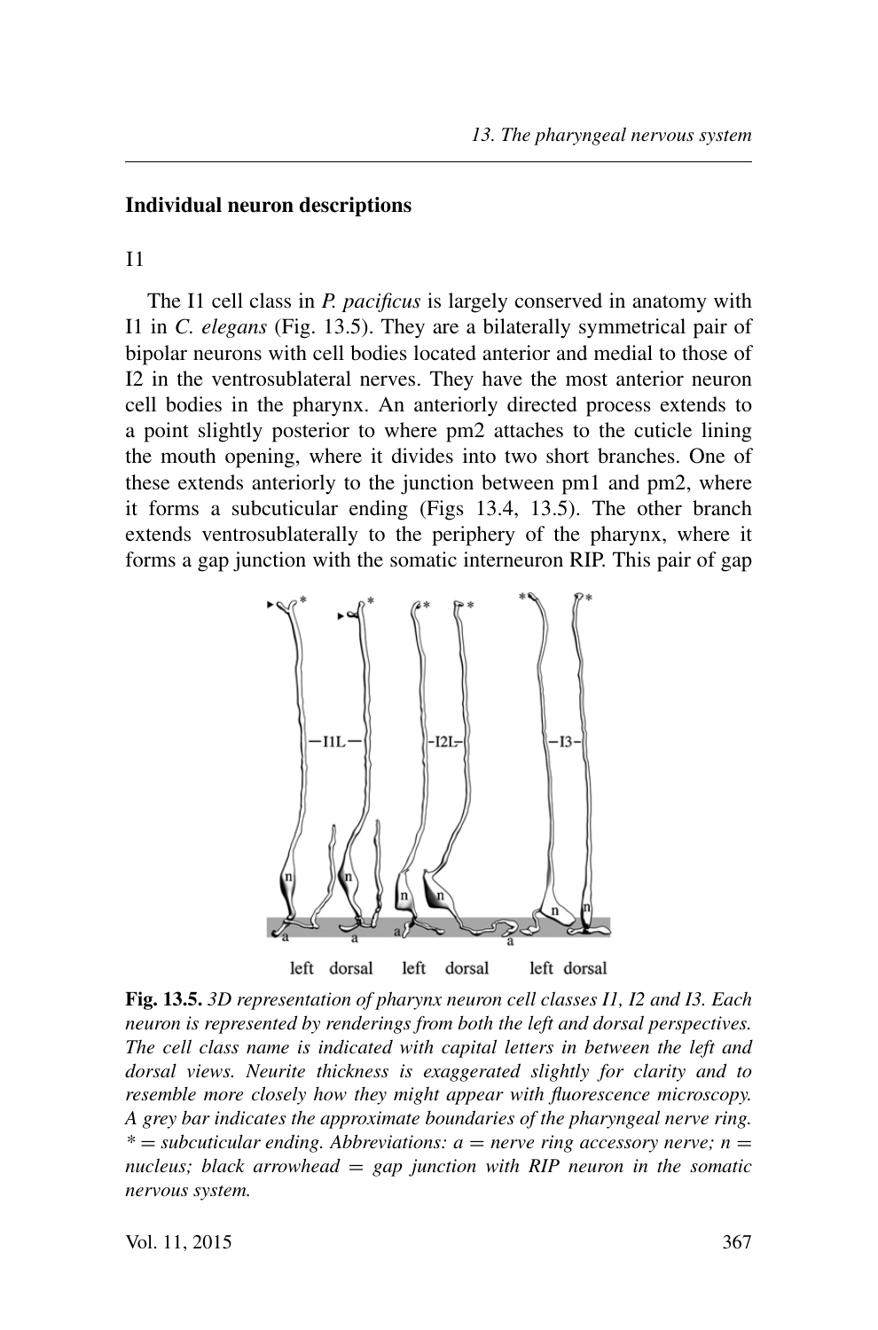## Individual neuron descriptions

### I1

The I1 cell class in *P. pacificus* is largely conserved in anatomy with I1 in *C. elegans* (Fig. 13.5). They are a bilaterally symmetrical pair of bipolar neurons with cell bodies located anterior and medial to those of I2 in the ventrosublateral nerves. They have the most anterior neuron cell bodies in the pharynx. An anteriorly directed process extends to a point slightly posterior to where pm2 attaches to the cuticle lining the mouth opening, where it divides into two short branches. One of these extends anteriorly to the junction between pm1 and pm2, where it forms a subcuticular ending (Figs 13.4, 13.5). The other branch extends ventrosublaterally to the periphery of the pharynx, where it forms a gap junction with the somatic interneuron RIP. This pair of gap

**Fig. 13.5.** *3D representation of pharynx neuron cell classes I1, I2 and I3. Each neuron is represented by renderings from both the left and dorsal perspectives. The cell class name is indicated with capital letters in between the left and dorsal views. Neurite thickness is exaggerated slightly for clarity and to resemble more closely how they might appear with fluorescence microscopy. A grey bar indicates the approximate boundaries of the pharyngeal nerve ring. * = subcuticular ending. Abbreviations: a = nerve ring accessory nerve; n = nucleus; black arrowhead = gap junction with RIP neuron in the somatic nervous system.*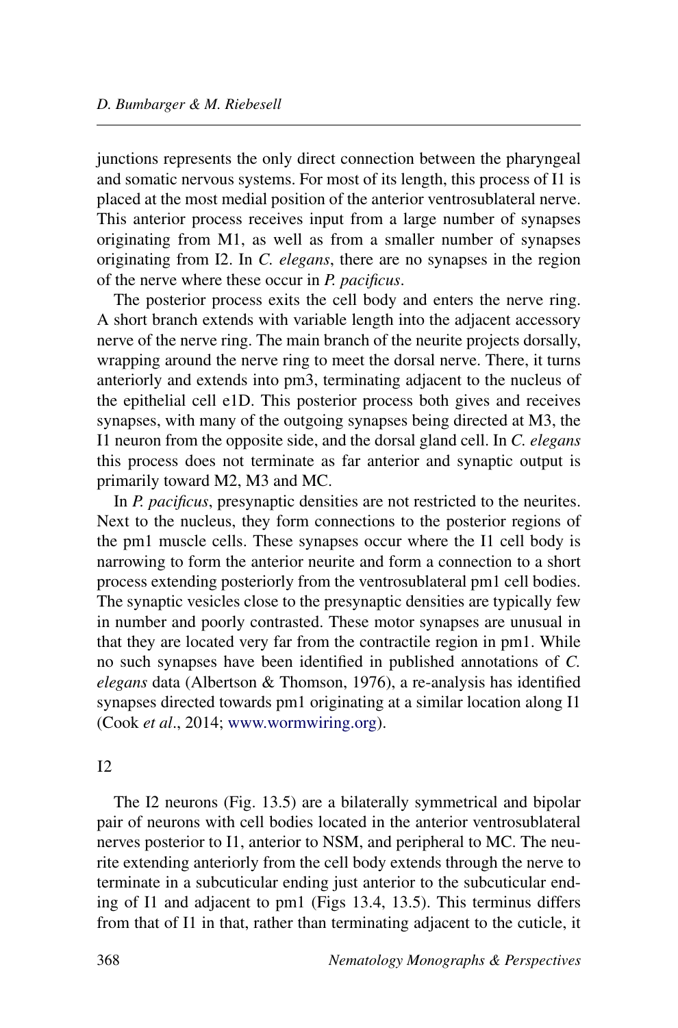junctions represents the only direct connection between the pharyngeal and somatic nervous systems. For most of its length, this process of I1 is placed at the most medial position of the anterior ventrosublateral nerve. This anterior process receives input from a large number of synapses originating from M1, as well as from a smaller number of synapses originating from I2. In *C. elegans*, there are no synapses in the region of the nerve where these occur in *P. pacificus*.

The posterior process exits the cell body and enters the nerve ring. A short branch extends with variable length into the adjacent accessory nerve of the nerve ring. The main branch of the neurite projects dorsally, wrapping around the nerve ring to meet the dorsal nerve. There, it turns anteriorly and extends into pm3, terminating adjacent to the nucleus of the epithelial cell e1D. This posterior process both gives and receives synapses, with many of the outgoing synapses being directed at M3, the I1 neuron from the opposite side, and the dorsal gland cell. In *C. elegans* this process does not terminate as far anterior and synaptic output is primarily toward M2, M3 and MC.

In *P. pacificus*, presynaptic densities are not restricted to the neurites. Next to the nucleus, they form connections to the posterior regions of the pm1 muscle cells. These synapses occur where the I1 cell body is narrowing to form the anterior neurite and form a connection to a short process extending posteriorly from the ventrosublateral pm1 cell bodies. The synaptic vesicles close to the presynaptic densities are typically few in number and poorly contrasted. These motor synapses are unusual in that they are located very far from the contractile region in pm1. While no such synapses have been identified in published annotations of *C. elegans* data (Albertson & Thomson, 1976), a re-analysis has identified synapses directed towards pm1 originating at a similar location along I1 (Cook *et al*., 2014; www.wormwiring.org).

### I2

The I2 neurons (Fig. 13.5) are a bilaterally symmetrical and bipolar pair of neurons with cell bodies located in the anterior ventrosublateral nerves posterior to I1, anterior to NSM, and peripheral to MC. The neurite extending anteriorly from the cell body extends through the nerve to terminate in a subcuticular ending just anterior to the subcuticular ending of I1 and adjacent to pm1 (Figs 13.4, 13.5). This terminus differs from that of I1 in that, rather than terminating adjacent to the cuticle, it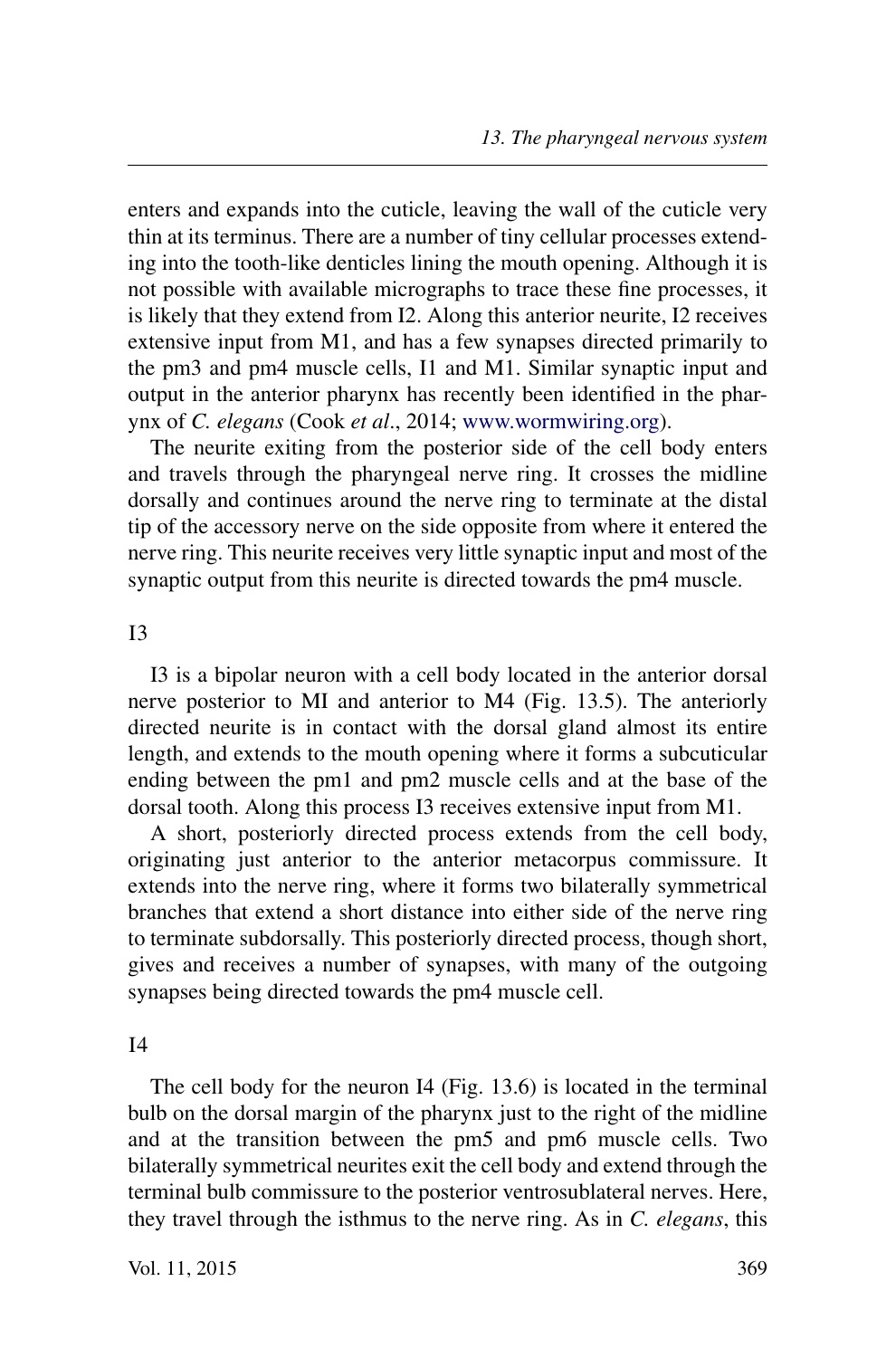enters and expands into the cuticle, leaving the wall of the cuticle very thin at its terminus. There are a number of tiny cellular processes extending into the tooth-like denticles lining the mouth opening. Although it is not possible with available micrographs to trace these fine processes, it is likely that they extend from I2. Along this anterior neurite, I2 receives extensive input from M1, and has a few synapses directed primarily to the pm3 and pm4 muscle cells, I1 and M1. Similar synaptic input and output in the anterior pharynx has recently been identified in the pharynx of *C. elegans* (Cook *et al*., 2014; www.wormwiring.org).

The neurite exiting from the posterior side of the cell body enters and travels through the pharyngeal nerve ring. It crosses the midline dorsally and continues around the nerve ring to terminate at the distal tip of the accessory nerve on the side opposite from where it entered the nerve ring. This neurite receives very little synaptic input and most of the synaptic output from this neurite is directed towards the pm4 muscle.

### I3

I3 is a bipolar neuron with a cell body located in the anterior dorsal nerve posterior to MI and anterior to M4 (Fig. 13.5). The anteriorly directed neurite is in contact with the dorsal gland almost its entire length, and extends to the mouth opening where it forms a subcuticular ending between the pm1 and pm2 muscle cells and at the base of the dorsal tooth. Along this process I3 receives extensive input from M1.

A short, posteriorly directed process extends from the cell body, originating just anterior to the anterior metacorpus commissure. It extends into the nerve ring, where it forms two bilaterally symmetrical branches that extend a short distance into either side of the nerve ring to terminate subdorsally. This posteriorly directed process, though short, gives and receives a number of synapses, with many of the outgoing synapses being directed towards the pm4 muscle cell.

### I4

The cell body for the neuron I4 (Fig. 13.6) is located in the terminal bulb on the dorsal margin of the pharynx just to the right of the midline and at the transition between the pm5 and pm6 muscle cells. Two bilaterally symmetrical neurites exit the cell body and extend through the terminal bulb commissure to the posterior ventrosublateral nerves. Here, they travel through the isthmus to the nerve ring. As in *C. elegans*, this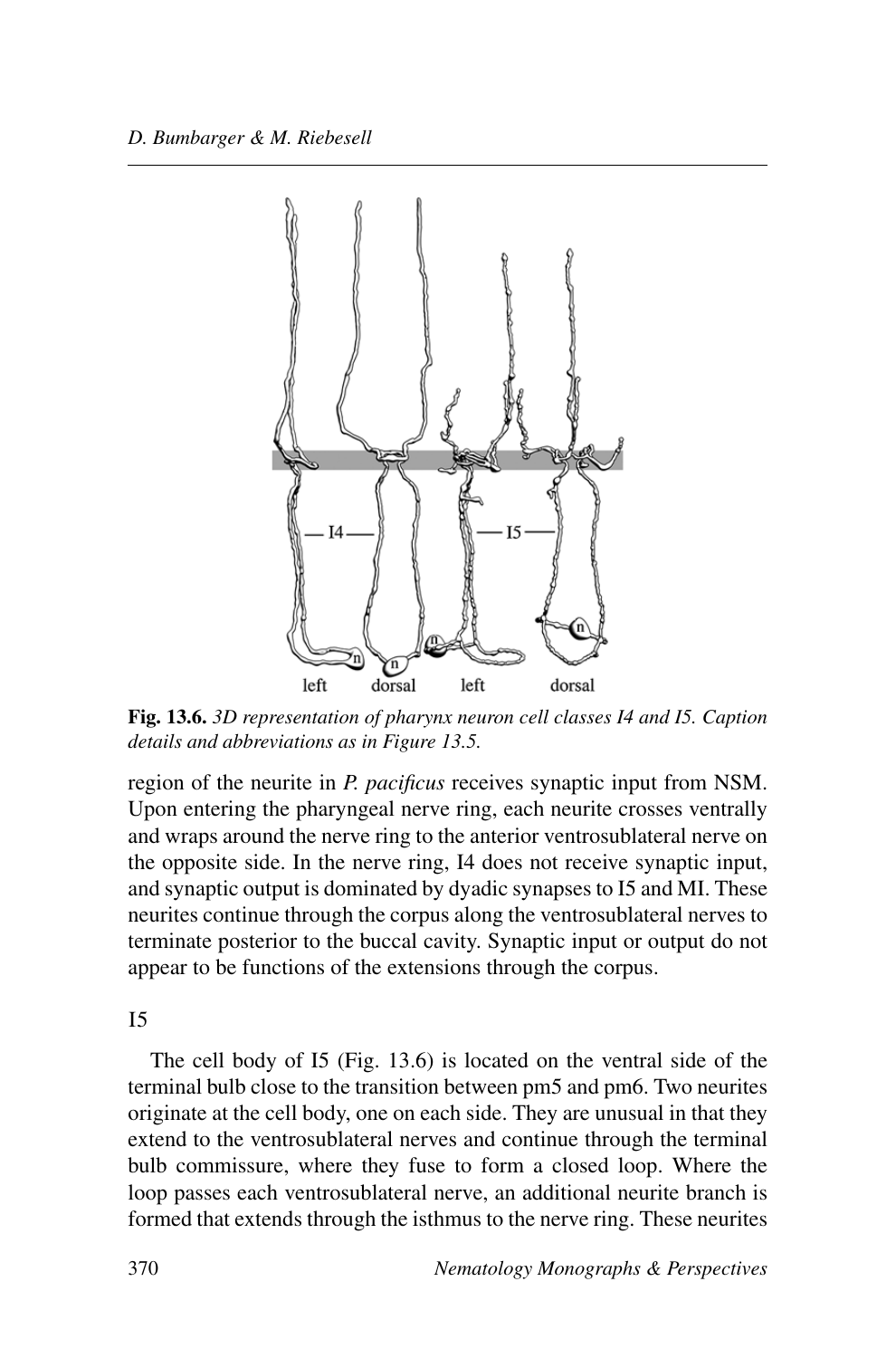**Fig. 13.6.** *3D representation of pharynx neuron cell classes I4 and I5. Caption details and abbreviations as in Figure 13.5.*

region of the neurite in *P. pacificus* receives synaptic input from NSM. Upon entering the pharyngeal nerve ring, each neurite crosses ventrally and wraps around the nerve ring to the anterior ventrosublateral nerve on the opposite side. In the nerve ring, I4 does not receive synaptic input, and synaptic output is dominated by dyadic synapses to I5 and MI. These neurites continue through the corpus along the ventrosublateral nerves to terminate posterior to the buccal cavity. Synaptic input or output do not appear to be functions of the extensions through the corpus.

### I5

The cell body of I5 (Fig. 13.6) is located on the ventral side of the terminal bulb close to the transition between pm5 and pm6. Two neurites originate at the cell body, one on each side. They are unusual in that they extend to the ventrosublateral nerves and continue through the terminal bulb commissure, where they fuse to form a closed loop. Where the loop passes each ventrosublateral nerve, an additional neurite branch is formed that extends through the isthmus to the nerve ring. These neurites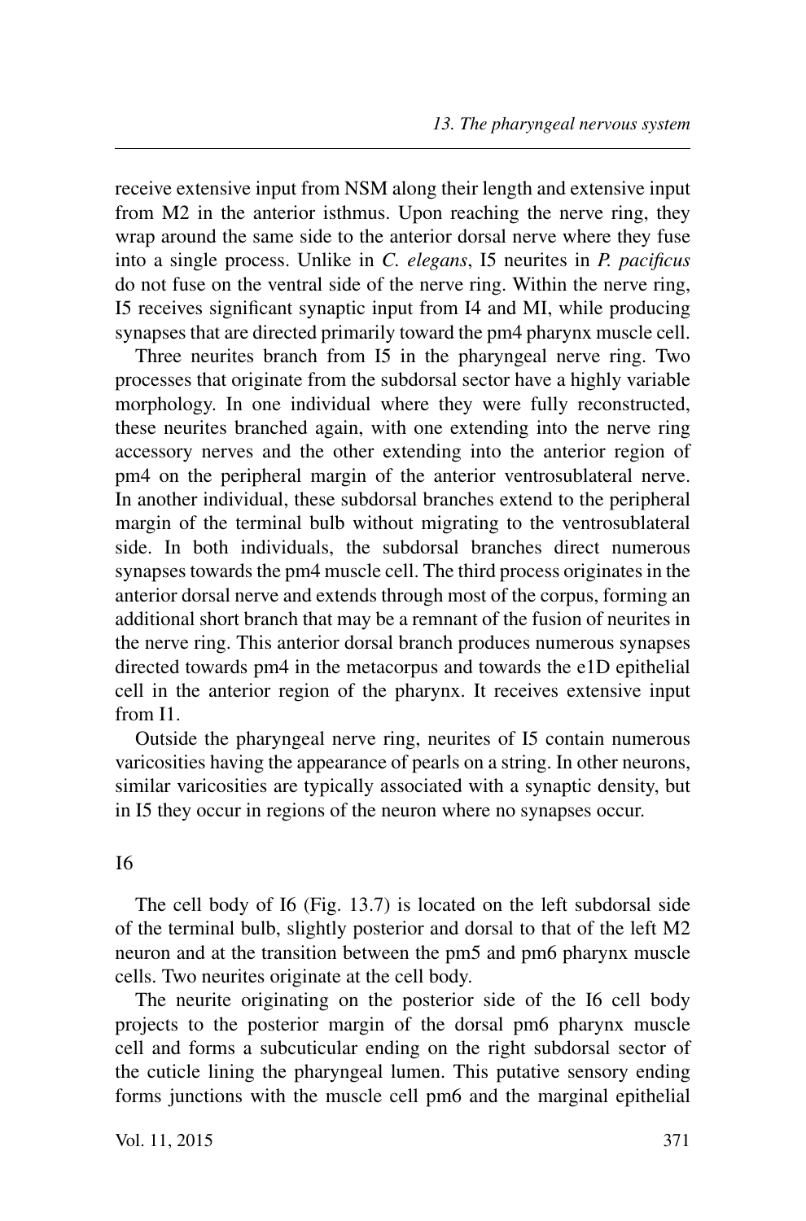receive extensive input from NSM along their length and extensive input from M2 in the anterior isthmus. Upon reaching the nerve ring, they wrap around the same side to the anterior dorsal nerve where they fuse into a single process. Unlike in *C. elegans*, I5 neurites in *P. pacificus* do not fuse on the ventral side of the nerve ring. Within the nerve ring, I5 receives significant synaptic input from I4 and MI, while producing synapses that are directed primarily toward the pm4 pharynx muscle cell.

Three neurites branch from I5 in the pharyngeal nerve ring. Two processes that originate from the subdorsal sector have a highly variable morphology. In one individual where they were fully reconstructed, these neurites branched again, with one extending into the nerve ring accessory nerves and the other extending into the anterior region of pm4 on the peripheral margin of the anterior ventrosublateral nerve. In another individual, these subdorsal branches extend to the peripheral margin of the terminal bulb without migrating to the ventrosublateral side. In both individuals, the subdorsal branches direct numerous synapses towards the pm4 muscle cell. The third process originates in the anterior dorsal nerve and extends through most of the corpus, forming an additional short branch that may be a remnant of the fusion of neurites in the nerve ring. This anterior dorsal branch produces numerous synapses directed towards pm4 in the metacorpus and towards the e1D epithelial cell in the anterior region of the pharynx. It receives extensive input from I1.

Outside the pharyngeal nerve ring, neurites of I5 contain numerous varicosities having the appearance of pearls on a string. In other neurons, similar varicosities are typically associated with a synaptic density, but in I5 they occur in regions of the neuron where no synapses occur.

### I6

The cell body of I6 (Fig. 13.7) is located on the left subdorsal side of the terminal bulb, slightly posterior and dorsal to that of the left M2 neuron and at the transition between the pm5 and pm6 pharynx muscle cells. Two neurites originate at the cell body.

The neurite originating on the posterior side of the I6 cell body projects to the posterior margin of the dorsal pm6 pharynx muscle cell and forms a subcuticular ending on the right subdorsal sector of the cuticle lining the pharyngeal lumen. This putative sensory ending forms junctions with the muscle cell pm6 and the marginal epithelial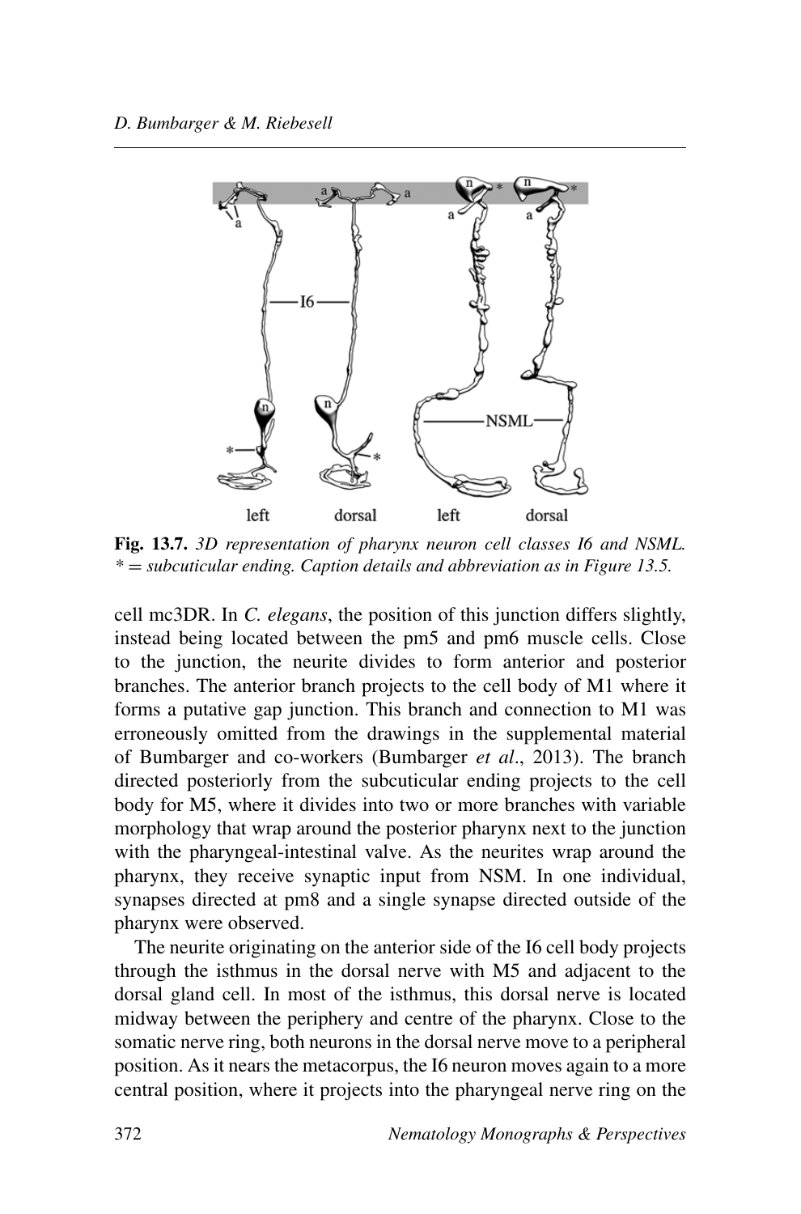**Fig. 13.7.** *3D representation of pharynx neuron cell classes I6 and NSML. * = subcuticular ending. Caption details and abbreviation as in Figure 13.5.*

cell mc3DR. In *C. elegans*, the position of this junction differs slightly, instead being located between the pm5 and pm6 muscle cells. Close to the junction, the neurite divides to form anterior and posterior branches. The anterior branch projects to the cell body of M1 where it forms a putative gap junction. This branch and connection to M1 was erroneously omitted from the drawings in the supplemental material of Bumbarger and co-workers (Bumbarger *et al*., 2013). The branch directed posteriorly from the subcuticular ending projects to the cell body for M5, where it divides into two or more branches with variable morphology that wrap around the posterior pharynx next to the junction with the pharyngeal-intestinal valve. As the neurites wrap around the pharynx, they receive synaptic input from NSM. In one individual, synapses directed at pm8 and a single synapse directed outside of the pharynx were observed.

The neurite originating on the anterior side of the I6 cell body projects through the isthmus in the dorsal nerve with M5 and adjacent to the dorsal gland cell. In most of the isthmus, this dorsal nerve is located midway between the periphery and centre of the pharynx. Close to the somatic nerve ring, both neurons in the dorsal nerve move to a peripheral position. As it nears the metacorpus, the I6 neuron moves again to a more central position, where it projects into the pharyngeal nerve ring on the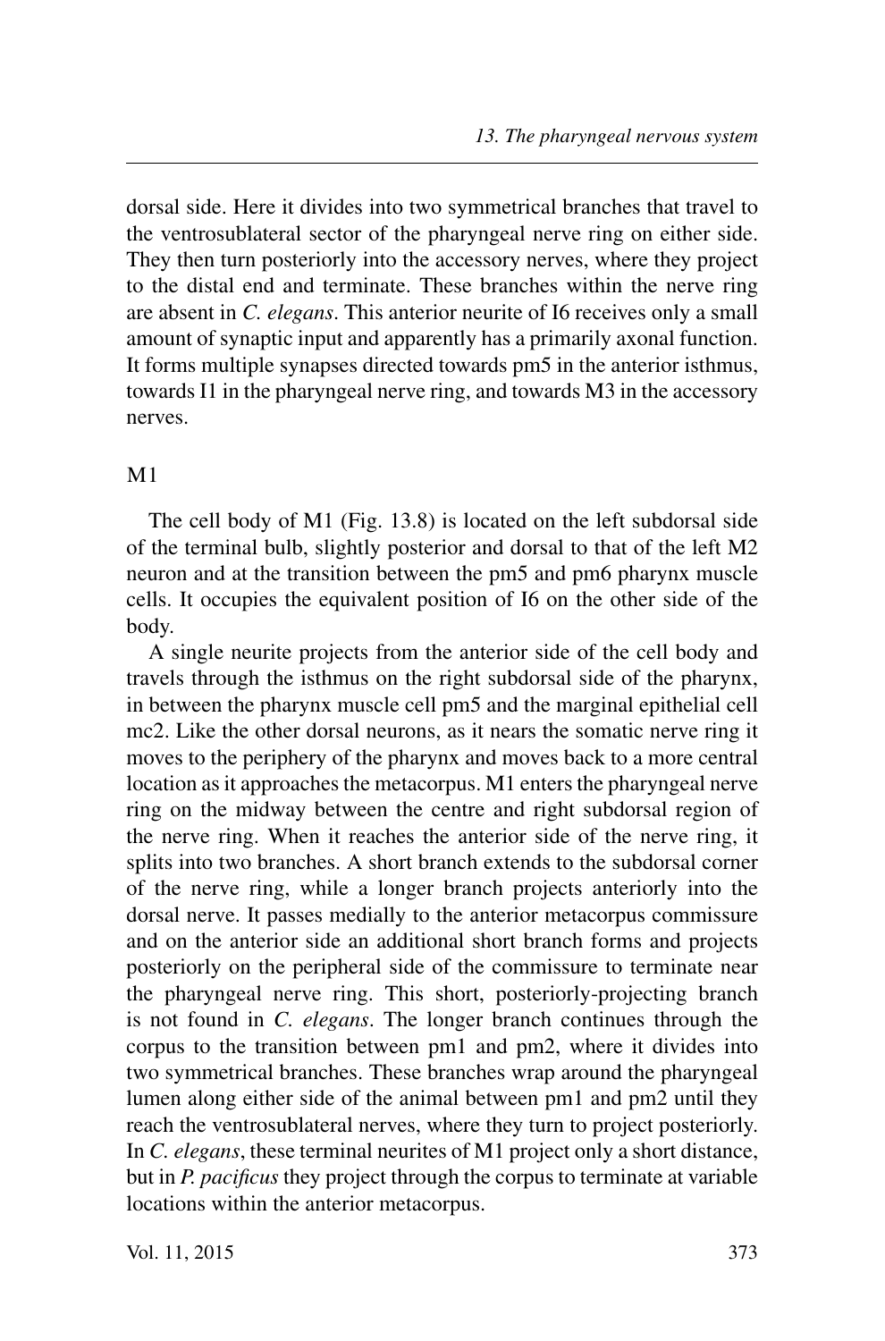dorsal side. Here it divides into two symmetrical branches that travel to the ventrosublateral sector of the pharyngeal nerve ring on either side. They then turn posteriorly into the accessory nerves, where they project to the distal end and terminate. These branches within the nerve ring are absent in *C. elegans*. This anterior neurite of I6 receives only a small amount of synaptic input and apparently has a primarily axonal function. It forms multiple synapses directed towards pm5 in the anterior isthmus, towards I1 in the pharyngeal nerve ring, and towards M3 in the accessory nerves.

### M1

The cell body of M1 (Fig. 13.8) is located on the left subdorsal side of the terminal bulb, slightly posterior and dorsal to that of the left M2 neuron and at the transition between the pm5 and pm6 pharynx muscle cells. It occupies the equivalent position of I6 on the other side of the body.

A single neurite projects from the anterior side of the cell body and travels through the isthmus on the right subdorsal side of the pharynx, in between the pharynx muscle cell pm5 and the marginal epithelial cell mc2. Like the other dorsal neurons, as it nears the somatic nerve ring it moves to the periphery of the pharynx and moves back to a more central location as it approaches the metacorpus. M1 enters the pharyngeal nerve ring on the midway between the centre and right subdorsal region of the nerve ring. When it reaches the anterior side of the nerve ring, it splits into two branches. A short branch extends to the subdorsal corner of the nerve ring, while a longer branch projects anteriorly into the dorsal nerve. It passes medially to the anterior metacorpus commissure and on the anterior side an additional short branch forms and projects posteriorly on the peripheral side of the commissure to terminate near the pharyngeal nerve ring. This short, posteriorly-projecting branch is not found in *C. elegans*. The longer branch continues through the corpus to the transition between pm1 and pm2, where it divides into two symmetrical branches. These branches wrap around the pharyngeal lumen along either side of the animal between pm1 and pm2 until they reach the ventrosublateral nerves, where they turn to project posteriorly. In *C. elegans*, these terminal neurites of M1 project only a short distance, but in *P. pacificus* they project through the corpus to terminate at variable locations within the anterior metacorpus.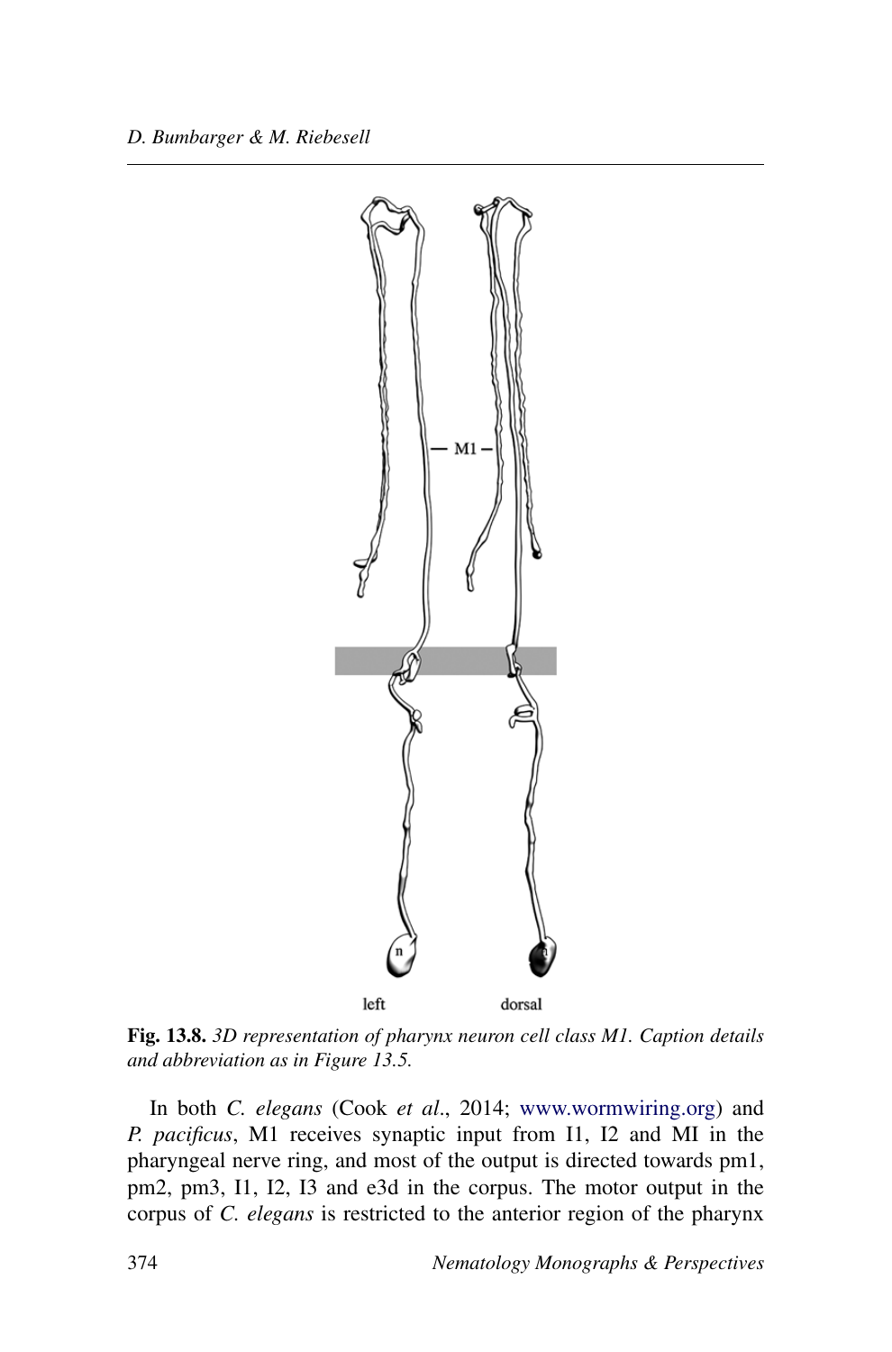**Fig. 13.8.** *3D representation of pharynx neuron cell class M1. Caption details and abbreviation as in Figure 13.5.*

In both *C. elegans* (Cook *et al*., 2014; www.wormwiring.org) and *P. pacificus*, M1 receives synaptic input from I1, I2 and MI in the pharyngeal nerve ring, and most of the output is directed towards pm1, pm2, pm3, I1, I2, I3 and e3d in the corpus. The motor output in the corpus of *C. elegans* is restricted to the anterior region of the pharynx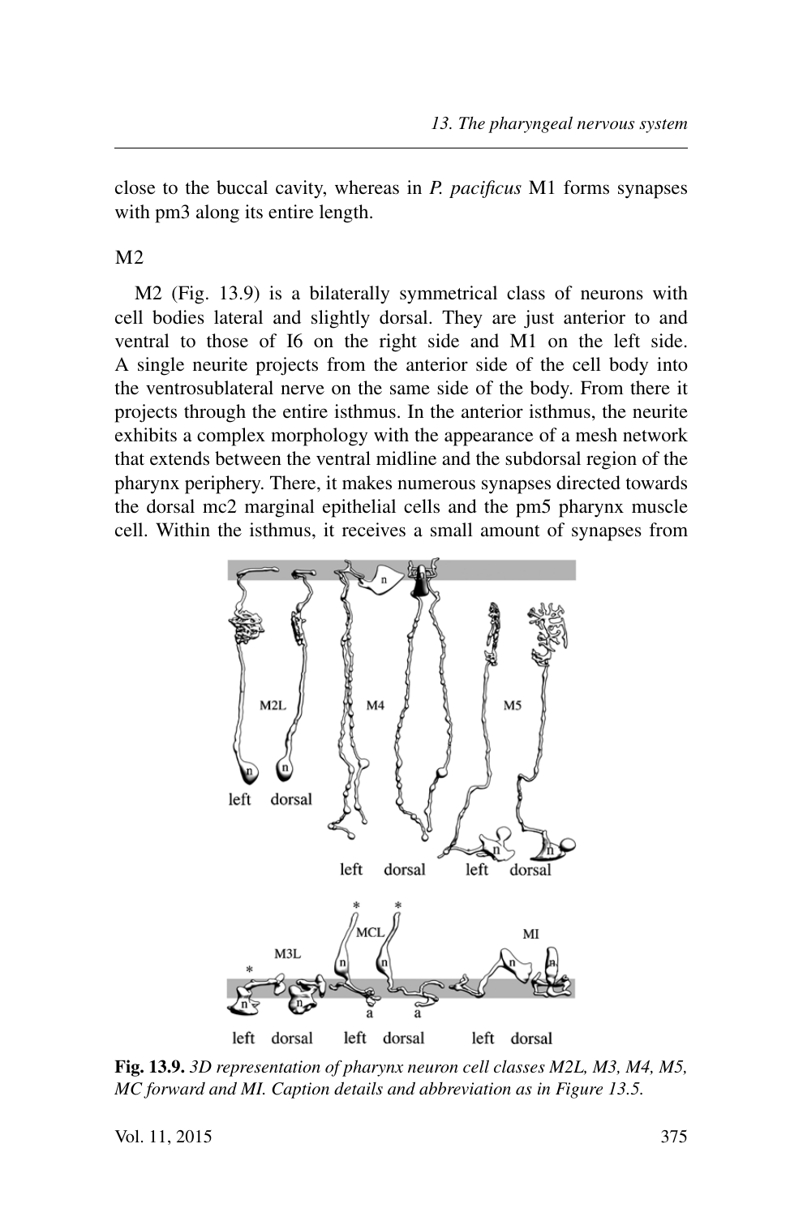close to the buccal cavity, whereas in *P. pacificus* M1 forms synapses with pm3 along its entire length.

M2

M2 (Fig. 13.9) is a bilaterally symmetrical class of neurons with cell bodies lateral and slightly dorsal. They are just anterior to and ventral to those of I6 on the right side and M1 on the left side. A single neurite projects from the anterior side of the cell body into the ventrosublateral nerve on the same side of the body. From there it projects through the entire isthmus. In the anterior isthmus, the neurite exhibits a complex morphology with the appearance of a mesh network that extends between the ventral midline and the subdorsal region of the pharynx periphery. There, it makes numerous synapses directed towards the dorsal mc2 marginal epithelial cells and the pm5 pharynx muscle cell. Within the isthmus, it receives a small amount of synapses from

**Fig. 13.9.** *3D representation of pharynx neuron cell classes M2L, M3, M4, M5, MC forward and MI. Caption details and abbreviation as in Figure 13.5.*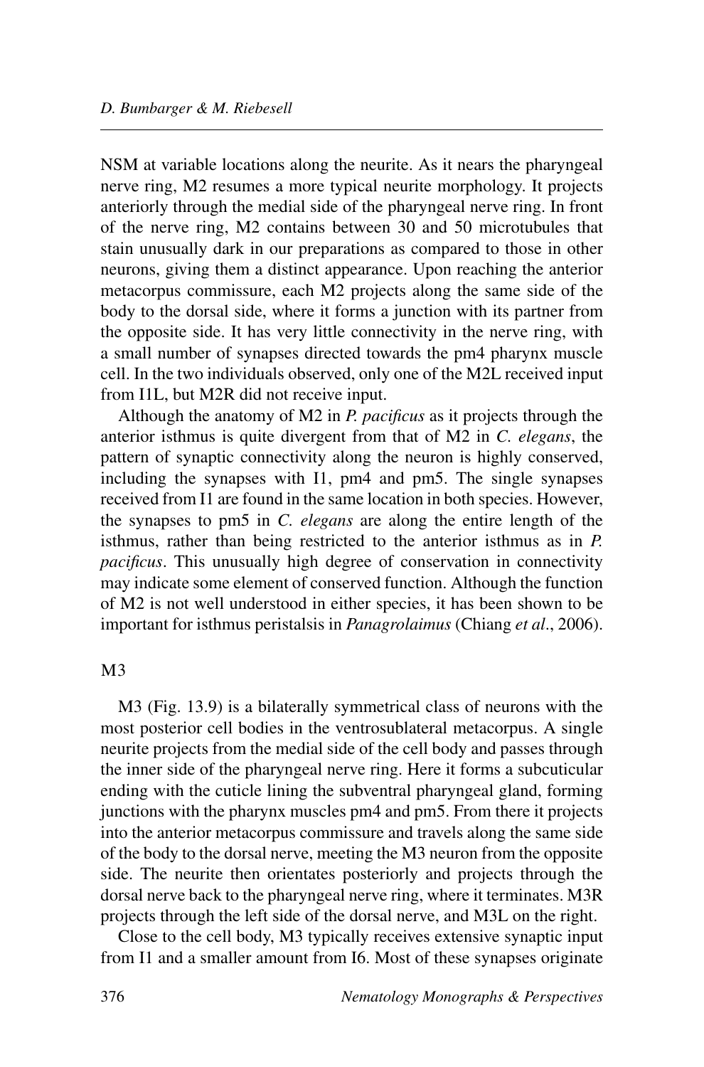NSM at variable locations along the neurite. As it nears the pharyngeal nerve ring, M2 resumes a more typical neurite morphology. It projects anteriorly through the medial side of the pharyngeal nerve ring. In front of the nerve ring, M2 contains between 30 and 50 microtubules that stain unusually dark in our preparations as compared to those in other neurons, giving them a distinct appearance. Upon reaching the anterior metacorpus commissure, each M2 projects along the same side of the body to the dorsal side, where it forms a junction with its partner from the opposite side. It has very little connectivity in the nerve ring, with a small number of synapses directed towards the pm4 pharynx muscle cell. In the two individuals observed, only one of the M2L received input from I1L, but M2R did not receive input.

Although the anatomy of M2 in *P. pacificus* as it projects through the anterior isthmus is quite divergent from that of M2 in *C. elegans*, the pattern of synaptic connectivity along the neuron is highly conserved, including the synapses with I1, pm4 and pm5. The single synapses received from I1 are found in the same location in both species. However, the synapses to pm5 in *C. elegans* are along the entire length of the isthmus, rather than being restricted to the anterior isthmus as in *P. pacificus*. This unusually high degree of conservation in connectivity may indicate some element of conserved function. Although the function of M2 is not well understood in either species, it has been shown to be important for isthmus peristalsis in *Panagrolaimus* (Chiang *et al*., 2006).

### M3

M3 (Fig. 13.9) is a bilaterally symmetrical class of neurons with the most posterior cell bodies in the ventrosublateral metacorpus. A single neurite projects from the medial side of the cell body and passes through the inner side of the pharyngeal nerve ring. Here it forms a subcuticular ending with the cuticle lining the subventral pharyngeal gland, forming junctions with the pharynx muscles pm4 and pm5. From there it projects into the anterior metacorpus commissure and travels along the same side of the body to the dorsal nerve, meeting the M3 neuron from the opposite side. The neurite then orientates posteriorly and projects through the dorsal nerve back to the pharyngeal nerve ring, where it terminates. M3R projects through the left side of the dorsal nerve, and M3L on the right.

Close to the cell body, M3 typically receives extensive synaptic input from I1 and a smaller amount from I6. Most of these synapses originate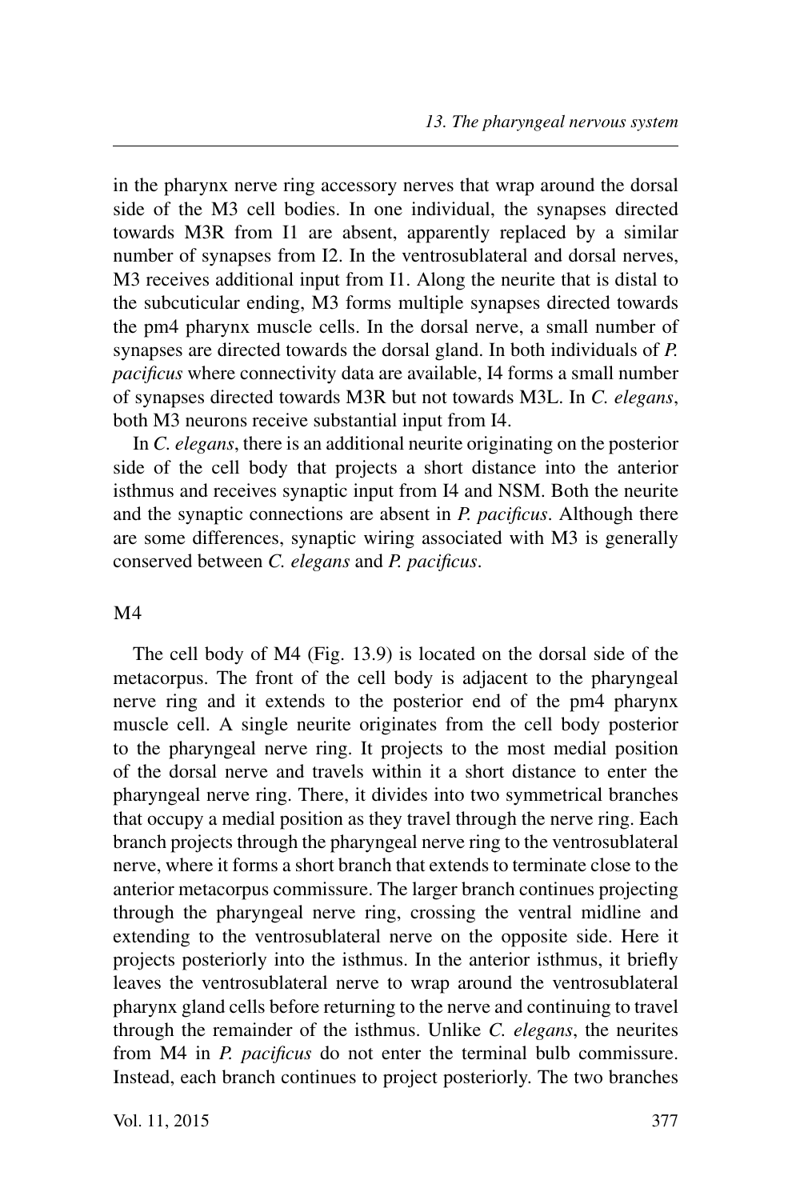in the pharynx nerve ring accessory nerves that wrap around the dorsal side of the M3 cell bodies. In one individual, the synapses directed towards M3R from I1 are absent, apparently replaced by a similar number of synapses from I2. In the ventrosublateral and dorsal nerves, M3 receives additional input from I1. Along the neurite that is distal to the subcuticular ending, M3 forms multiple synapses directed towards the pm4 pharynx muscle cells. In the dorsal nerve, a small number of synapses are directed towards the dorsal gland. In both individuals of *P. pacificus* where connectivity data are available, I4 forms a small number of synapses directed towards M3R but not towards M3L. In *C. elegans*, both M3 neurons receive substantial input from I4.

In *C. elegans*, there is an additional neurite originating on the posterior side of the cell body that projects a short distance into the anterior isthmus and receives synaptic input from I4 and NSM. Both the neurite and the synaptic connections are absent in *P. pacificus*. Although there are some differences, synaptic wiring associated with M3 is generally conserved between *C. elegans* and *P. pacificus*.

### M4

The cell body of M4 (Fig. 13.9) is located on the dorsal side of the metacorpus. The front of the cell body is adjacent to the pharyngeal nerve ring and it extends to the posterior end of the pm4 pharynx muscle cell. A single neurite originates from the cell body posterior to the pharyngeal nerve ring. It projects to the most medial position of the dorsal nerve and travels within it a short distance to enter the pharyngeal nerve ring. There, it divides into two symmetrical branches that occupy a medial position as they travel through the nerve ring. Each branch projects through the pharyngeal nerve ring to the ventrosublateral nerve, where it forms a short branch that extends to terminate close to the anterior metacorpus commissure. The larger branch continues projecting through the pharyngeal nerve ring, crossing the ventral midline and extending to the ventrosublateral nerve on the opposite side. Here it projects posteriorly into the isthmus. In the anterior isthmus, it briefly leaves the ventrosublateral nerve to wrap around the ventrosublateral pharynx gland cells before returning to the nerve and continuing to travel through the remainder of the isthmus. Unlike *C. elegans*, the neurites from M4 in *P. pacificus* do not enter the terminal bulb commissure. Instead, each branch continues to project posteriorly. The two branches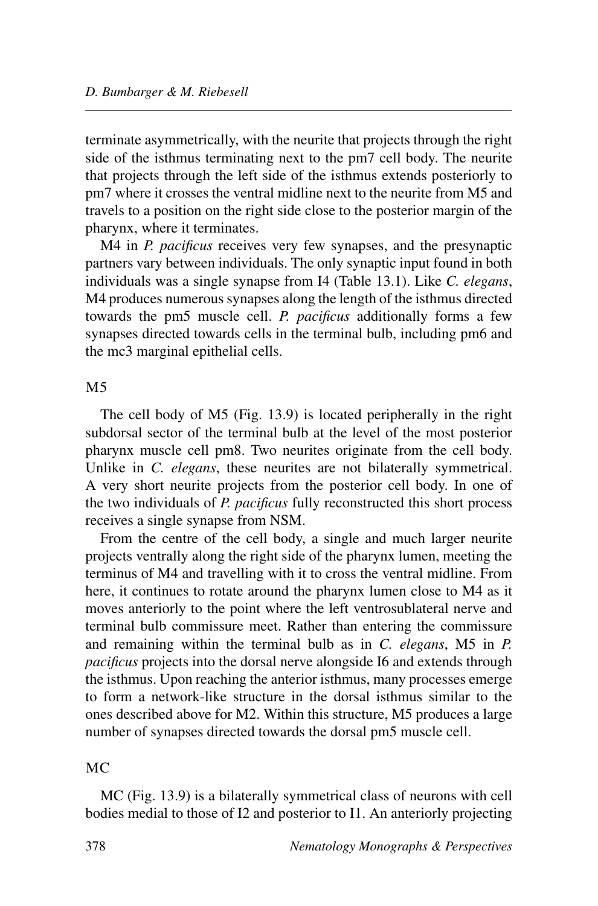terminate asymmetrically, with the neurite that projects through the right side of the isthmus terminating next to the pm7 cell body. The neurite that projects through the left side of the isthmus extends posteriorly to pm7 where it crosses the ventral midline next to the neurite from M5 and travels to a position on the right side close to the posterior margin of the pharynx, where it terminates.

M4 in *P. pacificus* receives very few synapses, and the presynaptic partners vary between individuals. The only synaptic input found in both individuals was a single synapse from I4 (Table 13.1). Like *C. elegans*, M4 produces numerous synapses along the length of the isthmus directed towards the pm5 muscle cell. *P. pacificus* additionally forms a few synapses directed towards cells in the terminal bulb, including pm6 and the mc3 marginal epithelial cells.

### M5

The cell body of M5 (Fig. 13.9) is located peripherally in the right subdorsal sector of the terminal bulb at the level of the most posterior pharynx muscle cell pm8. Two neurites originate from the cell body. Unlike in *C. elegans*, these neurites are not bilaterally symmetrical. A very short neurite projects from the posterior cell body. In one of the two individuals of *P. pacificus* fully reconstructed this short process receives a single synapse from NSM.

From the centre of the cell body, a single and much larger neurite projects ventrally along the right side of the pharynx lumen, meeting the terminus of M4 and travelling with it to cross the ventral midline. From here, it continues to rotate around the pharynx lumen close to M4 as it moves anteriorly to the point where the left ventrosublateral nerve and terminal bulb commissure meet. Rather than entering the commissure and remaining within the terminal bulb as in *C. elegans*, M5 in *P. pacificus* projects into the dorsal nerve alongside I6 and extends through the isthmus. Upon reaching the anterior isthmus, many processes emerge to form a network-like structure in the dorsal isthmus similar to the ones described above for M2. Within this structure, M5 produces a large number of synapses directed towards the dorsal pm5 muscle cell.

### MC

MC (Fig. 13.9) is a bilaterally symmetrical class of neurons with cell bodies medial to those of I2 and posterior to I1. An anteriorly projecting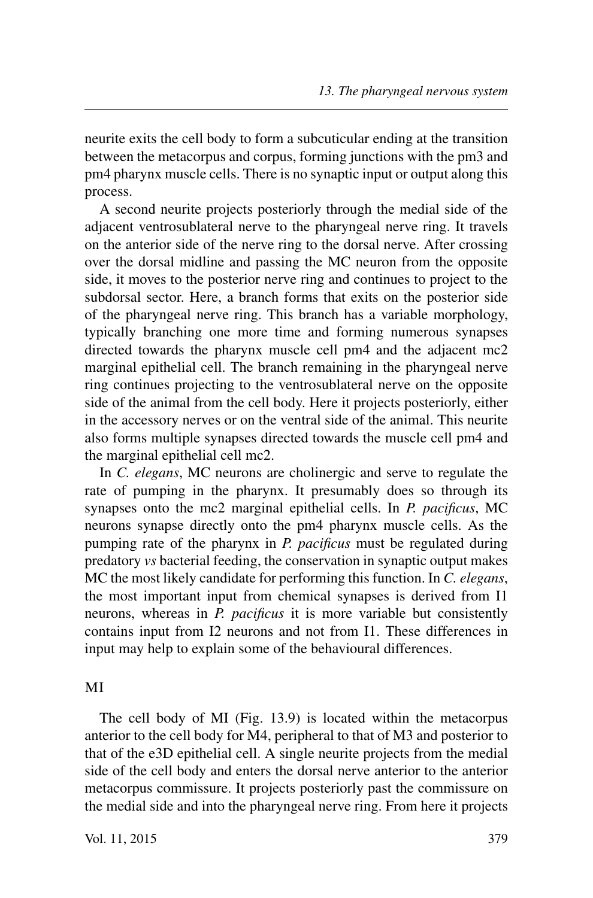neurite exits the cell body to form a subcuticular ending at the transition between the metacorpus and corpus, forming junctions with the pm3 and pm4 pharynx muscle cells. There is no synaptic input or output along this process.

A second neurite projects posteriorly through the medial side of the adjacent ventrosublateral nerve to the pharyngeal nerve ring. It travels on the anterior side of the nerve ring to the dorsal nerve. After crossing over the dorsal midline and passing the MC neuron from the opposite side, it moves to the posterior nerve ring and continues to project to the subdorsal sector. Here, a branch forms that exits on the posterior side of the pharyngeal nerve ring. This branch has a variable morphology, typically branching one more time and forming numerous synapses directed towards the pharynx muscle cell pm4 and the adjacent mc2 marginal epithelial cell. The branch remaining in the pharyngeal nerve ring continues projecting to the ventrosublateral nerve on the opposite side of the animal from the cell body. Here it projects posteriorly, either in the accessory nerves or on the ventral side of the animal. This neurite also forms multiple synapses directed towards the muscle cell pm4 and the marginal epithelial cell mc2.

In *C. elegans*, MC neurons are cholinergic and serve to regulate the rate of pumping in the pharynx. It presumably does so through its synapses onto the mc2 marginal epithelial cells. In *P. pacificus*, MC neurons synapse directly onto the pm4 pharynx muscle cells. As the pumping rate of the pharynx in *P. pacificus* must be regulated during predatory *vs* bacterial feeding, the conservation in synaptic output makes MC the most likely candidate for performing this function. In *C. elegans*, the most important input from chemical synapses is derived from I1 neurons, whereas in *P. pacificus* it is more variable but consistently contains input from I2 neurons and not from I1. These differences in input may help to explain some of the behavioural differences.

### MI

The cell body of MI (Fig. 13.9) is located within the metacorpus anterior to the cell body for M4, peripheral to that of M3 and posterior to that of the e3D epithelial cell. A single neurite projects from the medial side of the cell body and enters the dorsal nerve anterior to the anterior metacorpus commissure. It projects posteriorly past the commissure on the medial side and into the pharyngeal nerve ring. From here it projects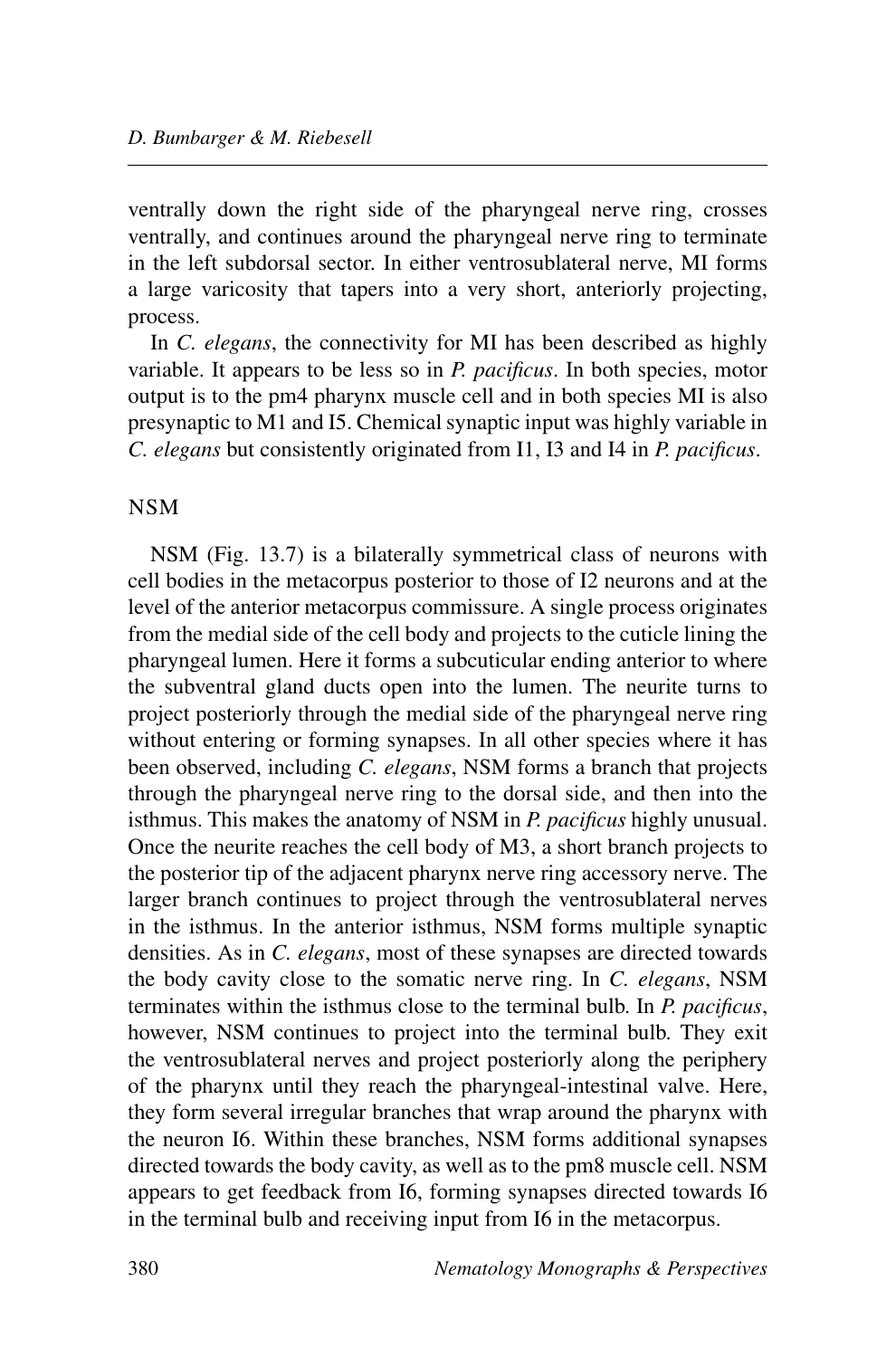ventrally down the right side of the pharyngeal nerve ring, crosses ventrally, and continues around the pharyngeal nerve ring to terminate in the left subdorsal sector. In either ventrosublateral nerve, MI forms a large varicosity that tapers into a very short, anteriorly projecting, process.

In *C. elegans*, the connectivity for MI has been described as highly variable. It appears to be less so in *P. pacificus*. In both species, motor output is to the pm4 pharynx muscle cell and in both species MI is also presynaptic to M1 and I5. Chemical synaptic input was highly variable in *C. elegans* but consistently originated from I1, I3 and I4 in *P. pacificus*.

### NSM

NSM (Fig. 13.7) is a bilaterally symmetrical class of neurons with cell bodies in the metacorpus posterior to those of I2 neurons and at the level of the anterior metacorpus commissure. A single process originates from the medial side of the cell body and projects to the cuticle lining the pharyngeal lumen. Here it forms a subcuticular ending anterior to where the subventral gland ducts open into the lumen. The neurite turns to project posteriorly through the medial side of the pharyngeal nerve ring without entering or forming synapses. In all other species where it has been observed, including *C. elegans*, NSM forms a branch that projects through the pharyngeal nerve ring to the dorsal side, and then into the isthmus. This makes the anatomy of NSM in *P. pacificus* highly unusual. Once the neurite reaches the cell body of M3, a short branch projects to the posterior tip of the adjacent pharynx nerve ring accessory nerve. The larger branch continues to project through the ventrosublateral nerves in the isthmus. In the anterior isthmus, NSM forms multiple synaptic densities. As in *C. elegans*, most of these synapses are directed towards the body cavity close to the somatic nerve ring. In *C. elegans*, NSM terminates within the isthmus close to the terminal bulb. In *P. pacificus*, however, NSM continues to project into the terminal bulb. They exit the ventrosublateral nerves and project posteriorly along the periphery of the pharynx until they reach the pharyngeal-intestinal valve. Here, they form several irregular branches that wrap around the pharynx with the neuron I6. Within these branches, NSM forms additional synapses directed towards the body cavity, as well as to the pm8 muscle cell. NSM appears to get feedback from I6, forming synapses directed towards I6 in the terminal bulb and receiving input from I6 in the metacorpus.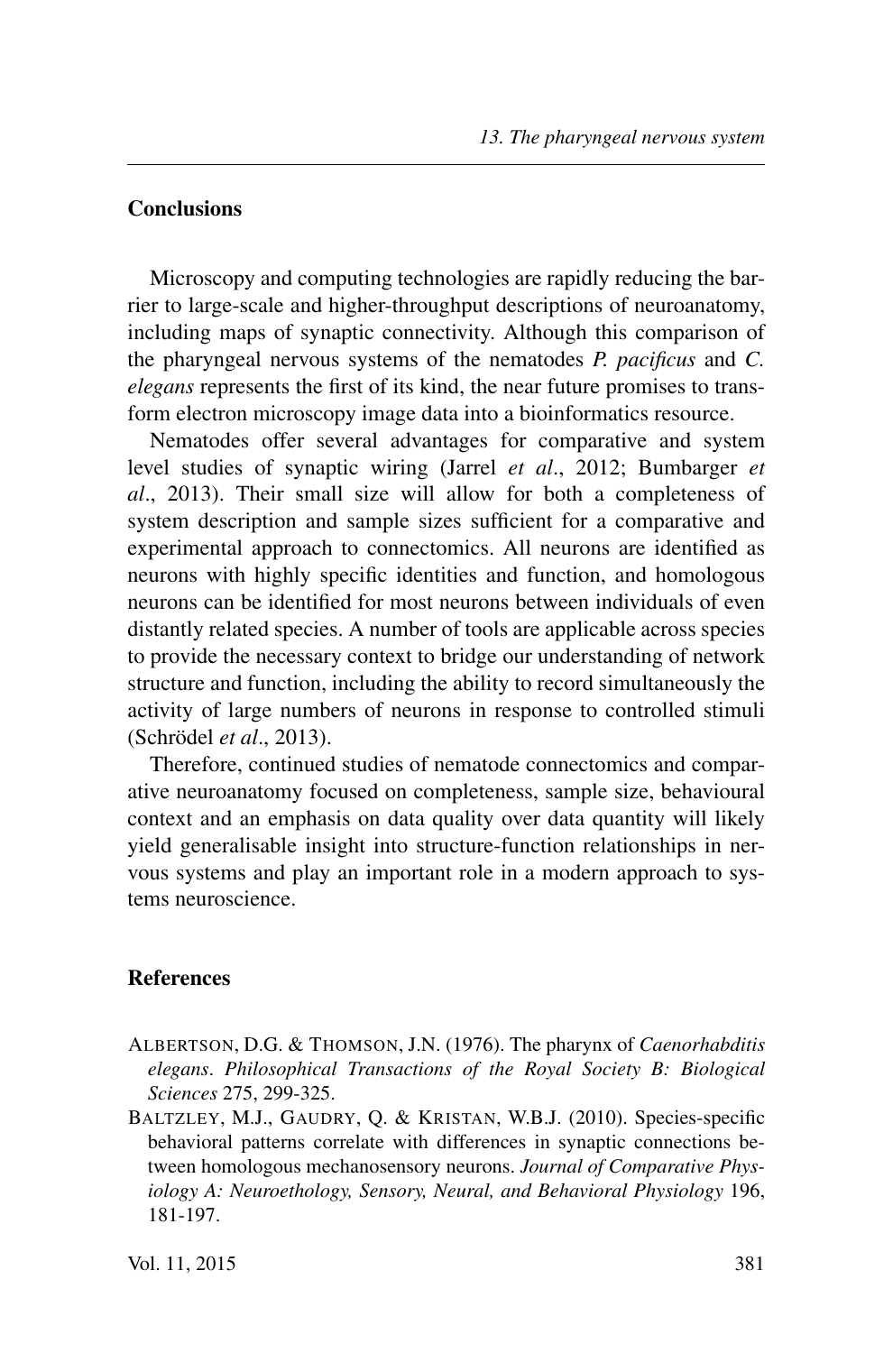## Conclusions

Microscopy and computing technologies are rapidly reducing the barrier to large-scale and higher-throughput descriptions of neuroanatomy, including maps of synaptic connectivity. Although this comparison of the pharyngeal nervous systems of the nematodes *P. pacificus* and *C. elegans* represents the first of its kind, the near future promises to transform electron microscopy image data into a bioinformatics resource.

Nematodes offer several advantages for comparative and system level studies of synaptic wiring (Jarrel *et al*., 2012; Bumbarger *et al*., 2013). Their small size will allow for both a completeness of system description and sample sizes sufficient for a comparative and experimental approach to connectomics. All neurons are identified as neurons with highly specific identities and function, and homologous neurons can be identified for most neurons between individuals of even distantly related species. A number of tools are applicable across species to provide the necessary context to bridge our understanding of network structure and function, including the ability to record simultaneously the activity of large numbers of neurons in response to controlled stimuli (Schrödel *et al*., 2013).

Therefore, continued studies of nematode connectomics and comparative neuroanatomy focused on completeness, sample size, behavioural context and an emphasis on data quality over data quantity will likely yield generalisable insight into structure-function relationships in nervous systems and play an important role in a modern approach to systems neuroscience.

## References

ALBERTSON, D.G. & THOMSON, J.N. (1976). The pharynx of *Caenorhabditis elegans*. *Philosophical Transactions of the Royal Society B: Biological Sciences* 275, 299-325.

BALTZLEY, M.J., GAUDRY, Q. & KRISTAN, W.B.J. (2010). Species-specific behavioral patterns correlate with differences in synaptic connections between homologous mechanosensory neurons. *Journal of Comparative Physiology A: Neuroethology, Sensory, Neural, and Behavioral Physiology* 196, 181-197.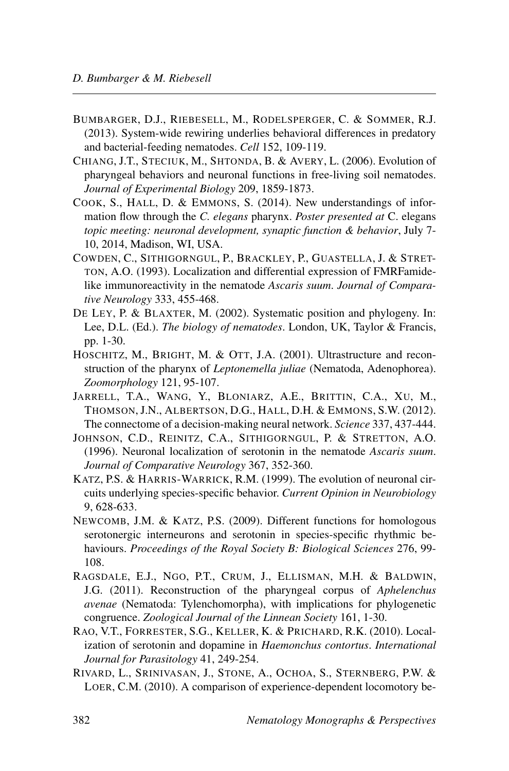BUMBARGER, D.J., RIEBESELL, M., RODELSPERGER, C. & SOMMER, R.J. (2013). System-wide rewiring underlies behavioral differences in predatory and bacterial-feeding nematodes. *Cell* 152, 109-119.

CHIANG, J.T., STECIUK, M., SHTONDA, B. & AVERY, L. (2006). Evolution of pharyngeal behaviors and neuronal functions in free-living soil nematodes. *Journal of Experimental Biology* 209, 1859-1873.

COOK, S., HALL, D. & EMMONS, S. (2014). New understandings of information flow through the *C. elegans* pharynx. *Poster presented at* C. elegans *topic meeting: neuronal development, synaptic function & behavior*, July 7-10, 2014, Madison, WI, USA.

COWDEN, C., SITHIGORNGUL, P., BRACKLEY, P., GUASTELLA, J. & STRETTON, A.O. (1993). Localization and differential expression of FMRFamide-like immunoreactivity in the nematode *Ascaris suum*. *Journal of Comparative Neurology* 333, 455-468.

DE LEY, P. & BLAXTER, M. (2002). Systematic position and phylogeny. In: Lee, D.L. (Ed.). *The biology of nematodes*. London, UK, Taylor & Francis, pp. 1-30.

HOSCHITZ, M., BRIGHT, M. & OTT, J.A. (2001). Ultrastructure and reconstruction of the pharynx of *Leptonemella juliae* (Nematoda, Adenophorea). *Zoomorphology* 121, 95-107.

JARRELL, T.A., WANG, Y., BLONIARZ, A.E., BRITTIN, C.A., XU, M., THOMSON, J.N., ALBERTSON, D.G., HALL, D.H. & EMMONS, S.W. (2012). The connectome of a decision-making neural network. *Science* 337, 437-444.

JOHNSON, C.D., REINITZ, C.A., SITHIGORNGUL, P. & STRETTON, A.O. (1996). Neuronal localization of serotonin in the nematode *Ascaris suum*. *Journal of Comparative Neurology* 367, 352-360.

KATZ, P.S. & HARRIS-WARRICK, R.M. (1999). The evolution of neuronal circuits underlying species-specific behavior. *Current Opinion in Neurobiology* 9, 628-633.

NEWCOMB, J.M. & KATZ, P.S. (2009). Different functions for homologous serotonergic interneurons and serotonin in species-specific rhythmic behaviours. *Proceedings of the Royal Society B: Biological Sciences* 276, 99-108.

RAGSDALE, E.J., NGO, P.T., CRUM, J., ELLISMAN, M.H. & BALDWIN, J.G. (2011). Reconstruction of the pharyngeal corpus of *Aphelenchus avenae* (Nematoda: Tylenchomorpha), with implications for phylogenetic congruence. *Zoological Journal of the Linnean Society* 161, 1-30.

RAO, V.T., FORRESTER, S.G., KELLER, K. & PRICHARD, R.K. (2010). Localization of serotonin and dopamine in *Haemonchus contortus*. *International Journal for Parasitology* 41, 249-254.

RIVARD, L., SRINIVASAN, J., STONE, A., OCHOA, S., STERNBERG, P.W. & LOER, C.M. (2010). A comparison of experience-dependent locomotory be-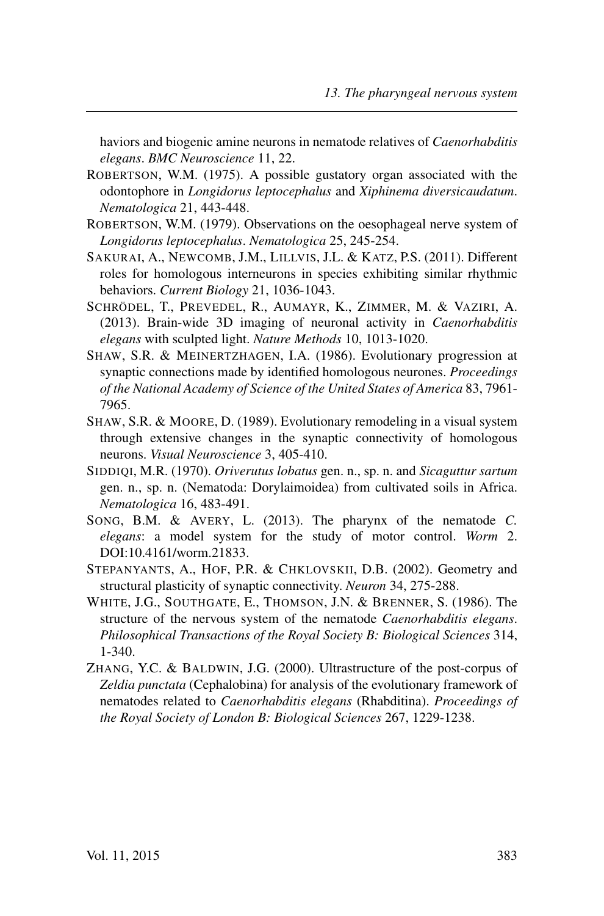haviors and biogenic amine neurons in nematode relatives of *Caenorhabditis elegans*. *BMC Neuroscience* 11, 22.

ROBERTSON, W.M. (1975). A possible gustatory organ associated with the odontophore in *Longidorus leptocephalus* and *Xiphinema diversicaudatum*. *Nematologica* 21, 443-448.

ROBERTSON, W.M. (1979). Observations on the oesophageal nerve system of *Longidorus leptocephalus*. *Nematologica* 25, 245-254.

SAKURAI, A., NEWCOMB, J.M., LILLVIS, J.L. & KATZ, P.S. (2011). Different roles for homologous interneurons in species exhibiting similar rhythmic behaviors. *Current Biology* 21, 1036-1043.

SCHRÖDEL, T., PREVEDEL, R., AUMAYR, K., ZIMMER, M. & VAZIRI, A. (2013). Brain-wide 3D imaging of neuronal activity in *Caenorhabditis elegans* with sculpted light. *Nature Methods* 10, 1013-1020.

SHAW, S.R. & MEINERTZHAGEN, I.A. (1986). Evolutionary progression at synaptic connections made by identified homologous neurones. *Proceedings of the National Academy of Science of the United States of America* 83, 7961-7965.

SHAW, S.R. & MOORE, D. (1989). Evolutionary remodeling in a visual system through extensive changes in the synaptic connectivity of homologous neurons. *Visual Neuroscience* 3, 405-410.

SIDDIQI, M.R. (1970). *Oriverutus lobatus* gen. n., sp. n. and *Sicaguttur sartum* gen. n., sp. n. (Nematoda: Dorylaimoidea) from cultivated soils in Africa. *Nematologica* 16, 483-491.

SONG, B.M. & AVERY, L. (2013). The pharynx of the nematode *C. elegans*: a model system for the study of motor control. *Worm* 2. DOI:10.4161/worm.21833.

STEPANYANTS, A., HOF, P.R. & CHKLOVSKII, D.B. (2002). Geometry and structural plasticity of synaptic connectivity. *Neuron* 34, 275-288.

WHITE, J.G., SOUTHGATE, E., THOMSON, J.N. & BRENNER, S. (1986). The structure of the nervous system of the nematode *Caenorhabditis elegans*. *Philosophical Transactions of the Royal Society B: Biological Sciences* 314, 1-340.

ZHANG, Y.C. & BALDWIN, J.G. (2000). Ultrastructure of the post-corpus of *Zeldia punctata* (Cephalobina) for analysis of the evolutionary framework of nematodes related to *Caenorhabditis elegans* (Rhabditina). *Proceedings of the Royal Society of London B: Biological Sciences* 267, 1229-1238.